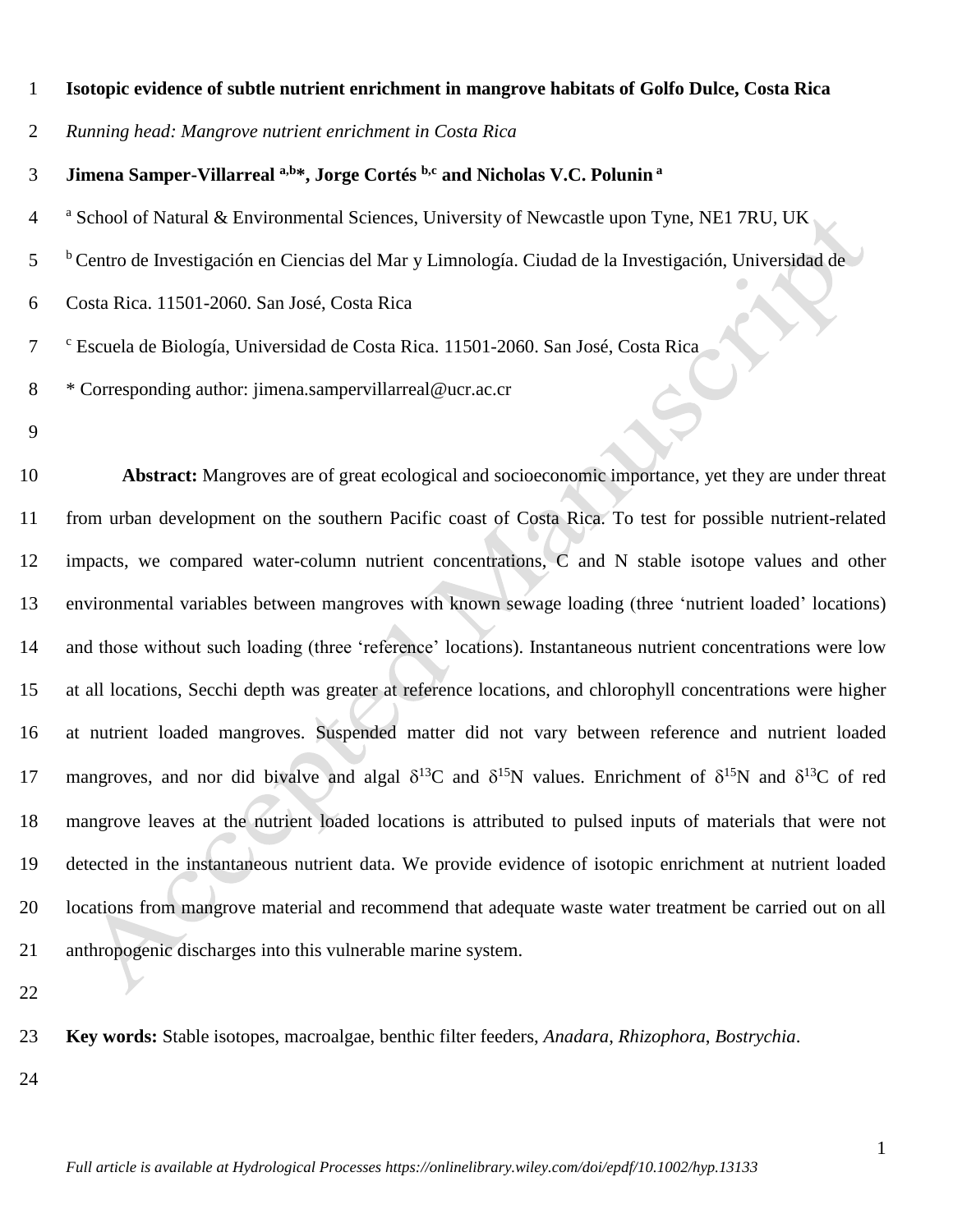# Isotopic evidence of subtle nutrient enrichment in mangrove habitats of Golfo Dulce, Costa Rica

*Running head: Mangrove nutrient enrichment in Costa Rica*

**Jimena Samper-Villarreal [a,b]*, Jorge Cortés [b,c] and Nicholas V.C. Polunin [a]**

[a] School of Natural & Environmental Sciences, University of Newcastle upon Tyne, NE1 7RU, UK

[b] Centro de Investigación en Ciencias del Mar y Limnología. Ciudad de la Investigación, Universidad de Costa Rica. 11501-2060. San José, Costa Rica

[c] Escuela de Biología, Universidad de Costa Rica. 11501-2060. San José, Costa Rica

* Corresponding author: jimena.sampervillarreal@ucr.ac.cr

**Abstract:** Mangroves are of great ecological and socioeconomic importance, yet they are under threat from urban development on the southern Pacific coast of Costa Rica. To test for possible nutrient-related impacts, we compared water-column nutrient concentrations, C and N stable isotope values and other environmental variables between mangroves with known sewage loading (three 'nutrient loaded' locations) and those without such loading (three 'reference' locations). Instantaneous nutrient concentrations were low at all locations, Secchi depth was greater at reference locations, and chlorophyll concentrations were higher at nutrient loaded mangroves. Suspended matter did not vary between reference and nutrient loaded mangroves, and nor did bivalve and algal $\delta^{13}C$ and $\delta^{15}N$ values. Enrichment of $\delta^{15}N$ and $\delta^{13}C$ of red mangrove leaves at the nutrient loaded locations is attributed to pulsed inputs of materials that were not detected in the instantaneous nutrient data. We provide evidence of isotopic enrichment at nutrient loaded locations from mangrove material and recommend that adequate waste water treatment be carried out on all anthropogenic discharges into this vulnerable marine system.

**Key words:** Stable isotopes, macroalgae, benthic filter feeders, *Anadara*, *Rhizophora*, *Bostrychia*.

*Full article is available at Hydrological Processes https://onlinelibrary.wiley.com/doi/epdf/10.1002/hyp.13133*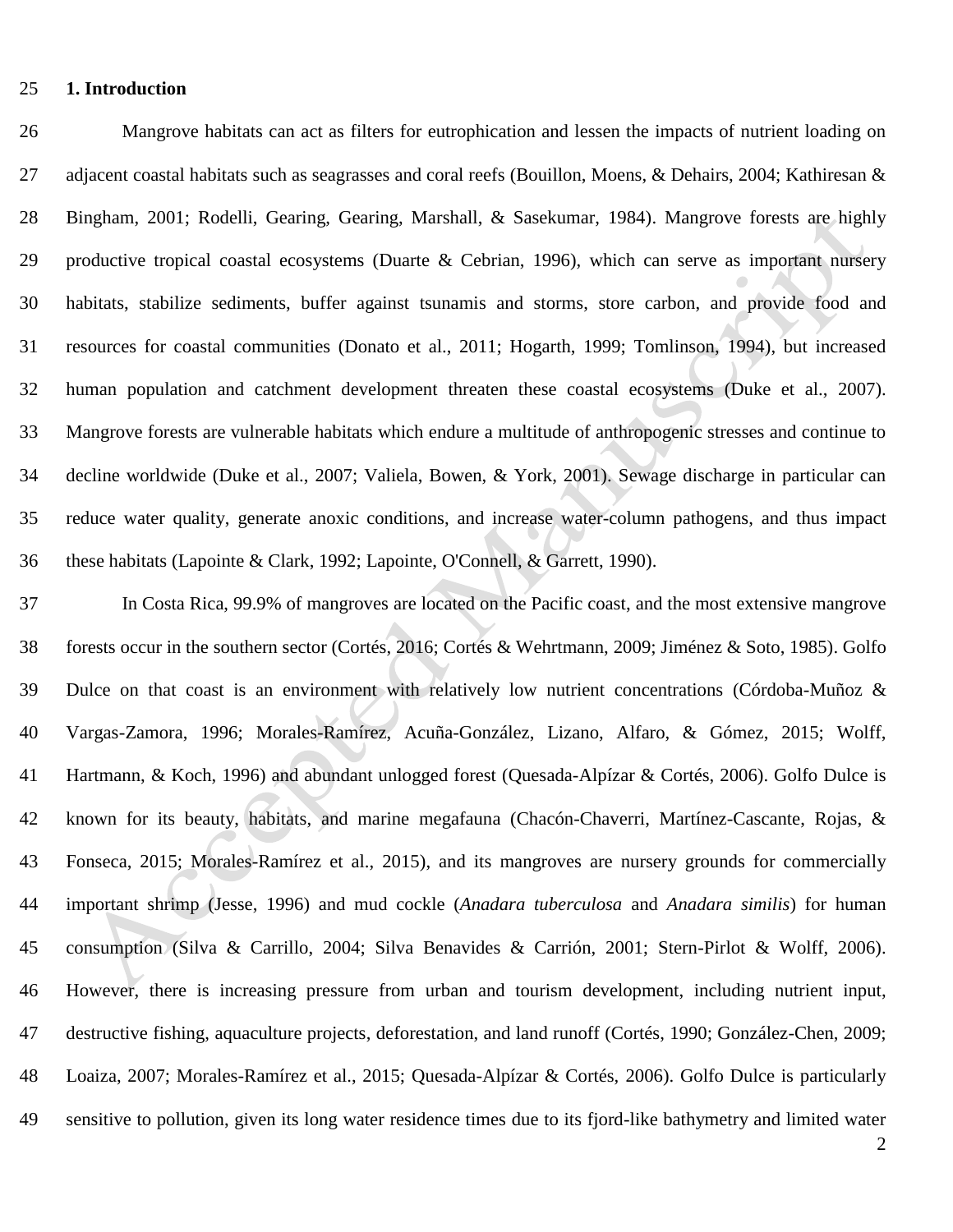## 1. Introduction

Mangrove habitats can act as filters for eutrophication and lessen the impacts of nutrient loading on adjacent coastal habitats such as seagrasses and coral reefs (Bouillon, Moens, & Dehairs, 2004; Kathiresan & Bingham, 2001; Rodelli, Gearing, Gearing, Marshall, & Sasekumar, 1984). Mangrove forests are highly productive tropical coastal ecosystems (Duarte & Cebrian, 1996), which can serve as important nursery habitats, stabilize sediments, buffer against tsunamis and storms, store carbon, and provide food and resources for coastal communities (Donato et al., 2011; Hogarth, 1999; Tomlinson, 1994), but increased human population and catchment development threaten these coastal ecosystems (Duke et al., 2007). Mangrove forests are vulnerable habitats which endure a multitude of anthropogenic stresses and continue to decline worldwide (Duke et al., 2007; Valiela, Bowen, & York, 2001). Sewage discharge in particular can reduce water quality, generate anoxic conditions, and increase water-column pathogens, and thus impact these habitats (Lapointe & Clark, 1992; Lapointe, O'Connell, & Garrett, 1990).

In Costa Rica, 99.9% of mangroves are located on the Pacific coast, and the most extensive mangrove forests occur in the southern sector (Cortés, 2016; Cortés & Wehrtmann, 2009; Jiménez & Soto, 1985). Golfo Dulce on that coast is an environment with relatively low nutrient concentrations (Córdoba-Muñoz & Vargas-Zamora, 1996; Morales-Ramírez, Acuña-González, Lizano, Alfaro, & Gómez, 2015; Wolff, Hartmann, & Koch, 1996) and abundant unlogged forest (Quesada-Alpízar & Cortés, 2006). Golfo Dulce is known for its beauty, habitats, and marine megafauna (Chacón-Chaverri, Martínez-Cascante, Rojas, & Fonseca, 2015; Morales-Ramírez et al., 2015), and its mangroves are nursery grounds for commercially important shrimp (Jesse, 1996) and mud cockle (*Anadara tuberculosa* and *Anadara similis*) for human consumption (Silva & Carrillo, 2004; Silva Benavides & Carrión, 2001; Stern-Pirlot & Wolff, 2006). However, there is increasing pressure from urban and tourism development, including nutrient input, destructive fishing, aquaculture projects, deforestation, and land runoff (Cortés, 1990; González-Chen, 2009; Loaiza, 2007; Morales-Ramírez et al., 2015; Quesada-Alpízar & Cortés, 2006). Golfo Dulce is particularly sensitive to pollution, given its long water residence times due to its fjord-like bathymetry and limited water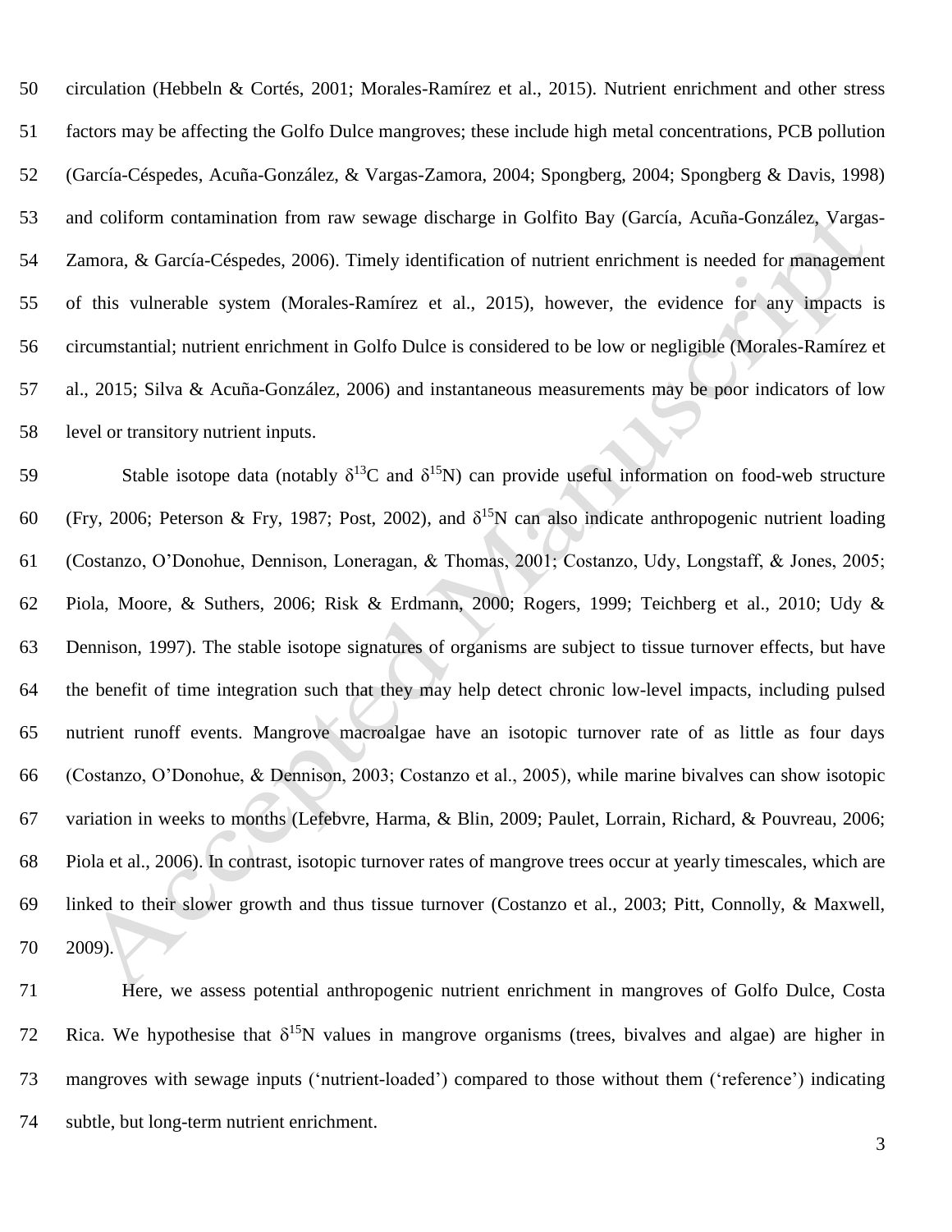circulation (Hebbeln & Cortés, 2001; Morales-Ramírez et al., 2015). Nutrient enrichment and other stress factors may be affecting the Golfo Dulce mangroves; these include high metal concentrations, PCB pollution (García-Céspedes, Acuña-González, & Vargas-Zamora, 2004; Spongberg, 2004; Spongberg & Davis, 1998) and coliform contamination from raw sewage discharge in Golfito Bay (García, Acuña-González, Vargas-Zamora, & García-Céspedes, 2006). Timely identification of nutrient enrichment is needed for management of this vulnerable system (Morales-Ramírez et al., 2015), however, the evidence for any impacts is circumstantial; nutrient enrichment in Golfo Dulce is considered to be low or negligible (Morales-Ramírez et al., 2015; Silva & Acuña-González, 2006) and instantaneous measurements may be poor indicators of low level or transitory nutrient inputs.

Stable isotope data (notably $\delta^{13}C$ and $\delta^{15}N$) can provide useful information on food-web structure (Fry, 2006; Peterson & Fry, 1987; Post, 2002), and $\delta^{15}N$ can also indicate anthropogenic nutrient loading (Costanzo, O'Donohue, Dennison, Loneragan, & Thomas, 2001; Costanzo, Udy, Longstaff, & Jones, 2005; Piola, Moore, & Suthers, 2006; Risk & Erdmann, 2000; Rogers, 1999; Teichberg et al., 2010; Udy & Dennison, 1997). The stable isotope signatures of organisms are subject to tissue turnover effects, but have the benefit of time integration such that they may help detect chronic low-level impacts, including pulsed nutrient runoff events. Mangrove macroalgae have an isotopic turnover rate of as little as four days (Costanzo, O'Donohue, & Dennison, 2003; Costanzo et al., 2005), while marine bivalves can show isotopic variation in weeks to months (Lefebvre, Harma, & Blin, 2009; Paulet, Lorrain, Richard, & Pouvreau, 2006; Piola et al., 2006). In contrast, isotopic turnover rates of mangrove trees occur at yearly timescales, which are linked to their slower growth and thus tissue turnover (Costanzo et al., 2003; Pitt, Connolly, & Maxwell, 2009).

Here, we assess potential anthropogenic nutrient enrichment in mangroves of Golfo Dulce, Costa Rica. We hypothesise that $\delta^{15}N$ values in mangrove organisms (trees, bivalves and algae) are higher in mangroves with sewage inputs ('nutrient-loaded') compared to those without them ('reference') indicating subtle, but long-term nutrient enrichment.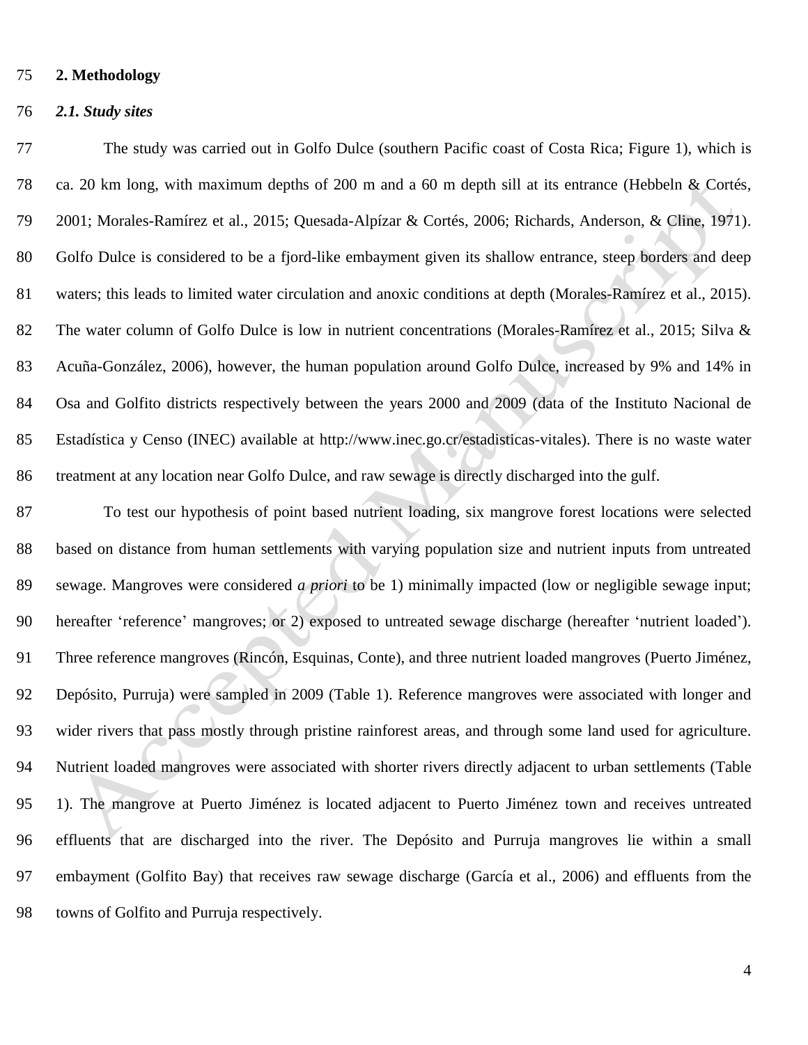## 2. Methodology

### *2.1. Study sites*

The study was carried out in Golfo Dulce (southern Pacific coast of Costa Rica; Figure 1), which is ca. 20 km long, with maximum depths of 200 m and a 60 m depth sill at its entrance (Hebbeln & Cortés, 2001; Morales-Ramírez et al., 2015; Quesada-Alpízar & Cortés, 2006; Richards, Anderson, & Cline, 1971). Golfo Dulce is considered to be a fjord-like embayment given its shallow entrance, steep borders and deep waters; this leads to limited water circulation and anoxic conditions at depth (Morales-Ramírez et al., 2015). The water column of Golfo Dulce is low in nutrient concentrations (Morales-Ramírez et al., 2015; Silva & Acuña-González, 2006), however, the human population around Golfo Dulce, increased by 9% and 14% in Osa and Golfito districts respectively between the years 2000 and 2009 (data of the Instituto Nacional de Estadística y Censo (INEC) available at http://www.inec.go.cr/estadisticas-vitales). There is no waste water treatment at any location near Golfo Dulce, and raw sewage is directly discharged into the gulf.

To test our hypothesis of point based nutrient loading, six mangrove forest locations were selected based on distance from human settlements with varying population size and nutrient inputs from untreated sewage. Mangroves were considered *a priori* to be 1) minimally impacted (low or negligible sewage input; hereafter 'reference' mangroves; or 2) exposed to untreated sewage discharge (hereafter 'nutrient loaded'). Three reference mangroves (Rincón, Esquinas, Conte), and three nutrient loaded mangroves (Puerto Jiménez, Depósito, Purruja) were sampled in 2009 (Table 1). Reference mangroves were associated with longer and wider rivers that pass mostly through pristine rainforest areas, and through some land used for agriculture. Nutrient loaded mangroves were associated with shorter rivers directly adjacent to urban settlements (Table 1). The mangrove at Puerto Jiménez is located adjacent to Puerto Jiménez town and receives untreated effluents that are discharged into the river. The Depósito and Purruja mangroves lie within a small embayment (Golfito Bay) that receives raw sewage discharge (García et al., 2006) and effluents from the towns of Golfito and Purruja respectively.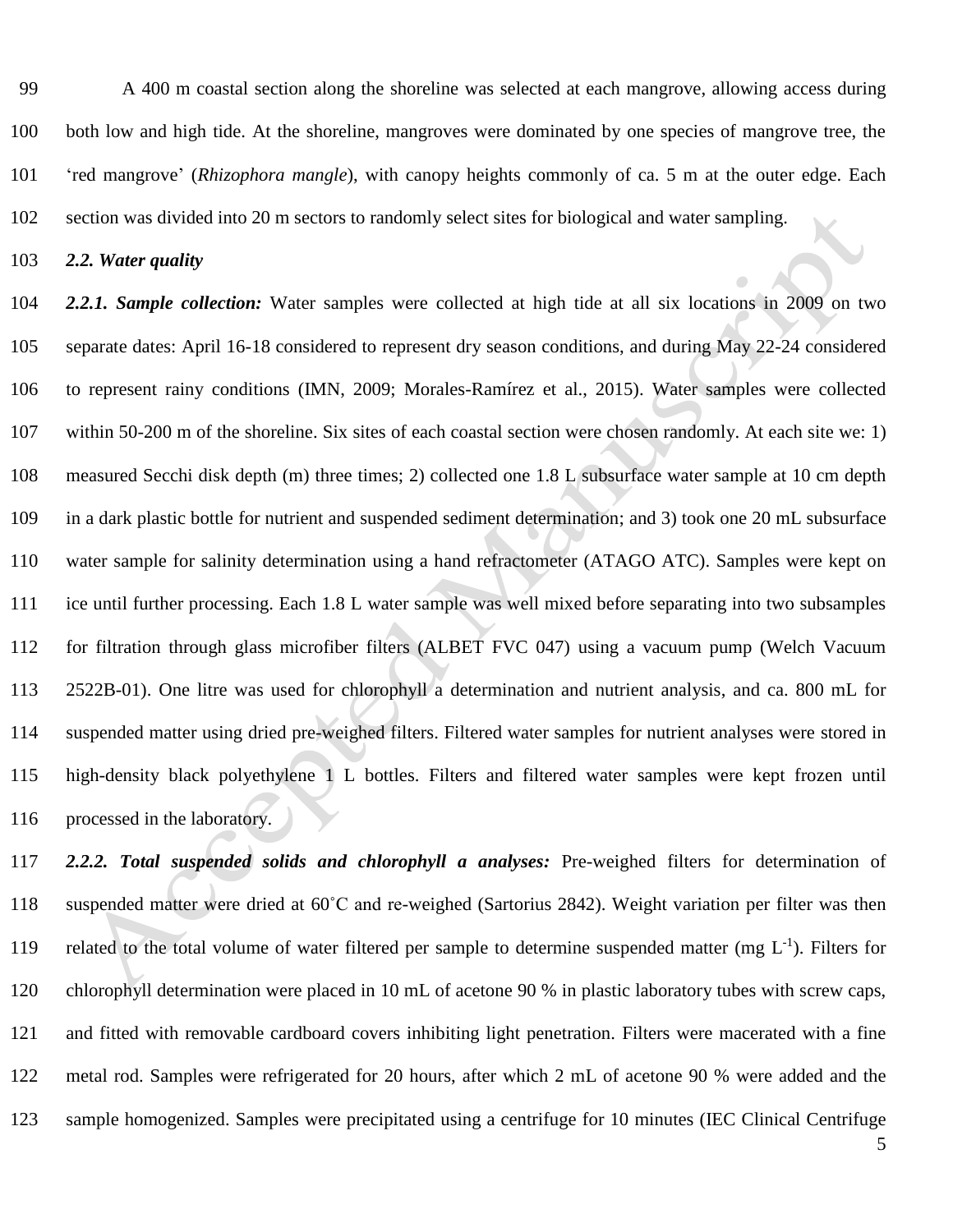A 400 m coastal section along the shoreline was selected at each mangrove, allowing access during both low and high tide. At the shoreline, mangroves were dominated by one species of mangrove tree, the 'red mangrove' (*Rhizophora mangle*), with canopy heights commonly of ca. 5 m at the outer edge. Each section was divided into 20 m sectors to randomly select sites for biological and water sampling.

### *2.2. Water quality*

***2.2.1. Sample collection:*** Water samples were collected at high tide at all six locations in 2009 on two separate dates: April 16-18 considered to represent dry season conditions, and during May 22-24 considered to represent rainy conditions (IMN, 2009; Morales-Ramírez et al., 2015). Water samples were collected within 50-200 m of the shoreline. Six sites of each coastal section were chosen randomly. At each site we: 1) measured Secchi disk depth (m) three times; 2) collected one 1.8 L subsurface water sample at 10 cm depth in a dark plastic bottle for nutrient and suspended sediment determination; and 3) took one 20 mL subsurface water sample for salinity determination using a hand refractometer (ATAGO ATC). Samples were kept on ice until further processing. Each 1.8 L water sample was well mixed before separating into two subsamples for filtration through glass microfiber filters (ALBET FVC 047) using a vacuum pump (Welch Vacuum 2522B-01). One litre was used for chlorophyll a determination and nutrient analysis, and ca. 800 mL for suspended matter using dried pre-weighed filters. Filtered water samples for nutrient analyses were stored in high-density black polyethylene 1 L bottles. Filters and filtered water samples were kept frozen until processed in the laboratory.

***2.2.2. Total suspended solids and chlorophyll a analyses:*** Pre-weighed filters for determination of suspended matter were dried at 60˚C and re-weighed (Sartorius 2842). Weight variation per filter was then related to the total volume of water filtered per sample to determine suspended matter (mg $L^{-1}$). Filters for chlorophyll determination were placed in 10 mL of acetone 90 % in plastic laboratory tubes with screw caps, and fitted with removable cardboard covers inhibiting light penetration. Filters were macerated with a fine metal rod. Samples were refrigerated for 20 hours, after which 2 mL of acetone 90 % were added and the sample homogenized. Samples were precipitated using a centrifuge for 10 minutes (IEC Clinical Centrifuge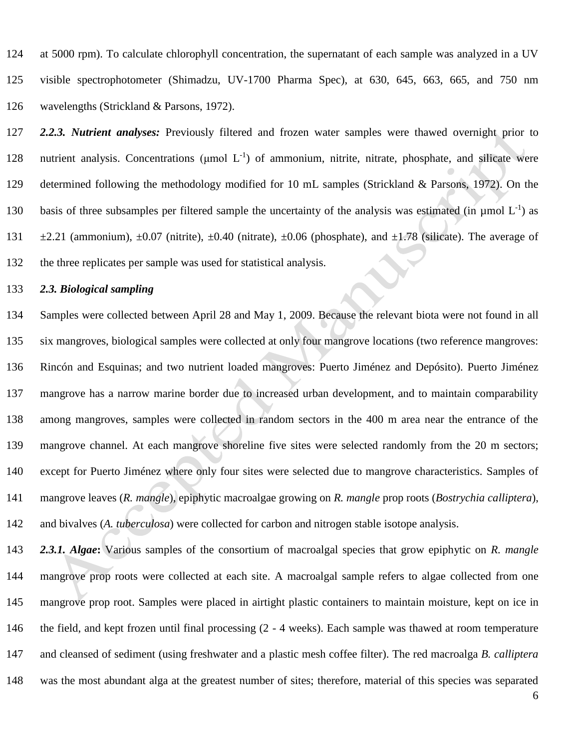at 5000 rpm). To calculate chlorophyll concentration, the supernatant of each sample was analyzed in a UV visible spectrophotometer (Shimadzu, UV-1700 Pharma Spec), at 630, 645, 663, 665, and 750 nm wavelengths (Strickland & Parsons, 1972).

***2.2.3. Nutrient analyses:*** Previously filtered and frozen water samples were thawed overnight prior to nutrient analysis. Concentrations (µmol $L^{-1}$) of ammonium, nitrite, nitrate, phosphate, and silicate were determined following the methodology modified for 10 mL samples (Strickland & Parsons, 1972). On the basis of three subsamples per filtered sample the uncertainty of the analysis was estimated (in µmol $L^{-1}$) as ±2.21 (ammonium), ±0.07 (nitrite), ±0.40 (nitrate), ±0.06 (phosphate), and ±1.78 (silicate). The average of the three replicates per sample was used for statistical analysis.

### *2.3. Biological sampling*

Samples were collected between April 28 and May 1, 2009. Because the relevant biota were not found in all six mangroves, biological samples were collected at only four mangrove locations (two reference mangroves: Rincón and Esquinas; and two nutrient loaded mangroves: Puerto Jiménez and Depósito). Puerto Jiménez mangrove has a narrow marine border due to increased urban development, and to maintain comparability among mangroves, samples were collected in random sectors in the 400 m area near the entrance of the mangrove channel. At each mangrove shoreline five sites were selected randomly from the 20 m sectors; except for Puerto Jiménez where only four sites were selected due to mangrove characteristics. Samples of mangrove leaves (*R. mangle*), epiphytic macroalgae growing on *R. mangle* prop roots (*Bostrychia calliptera*), and bivalves (*A. tuberculosa*) were collected for carbon and nitrogen stable isotope analysis.

***2.3.1. Algae*****:** Various samples of the consortium of macroalgal species that grow epiphytic on *R. mangle* mangrove prop roots were collected at each site. A macroalgal sample refers to algae collected from one mangrove prop root. Samples were placed in airtight plastic containers to maintain moisture, kept on ice in the field, and kept frozen until final processing (2 - 4 weeks). Each sample was thawed at room temperature and cleansed of sediment (using freshwater and a plastic mesh coffee filter). The red macroalga *B. calliptera* was the most abundant alga at the greatest number of sites; therefore, material of this species was separated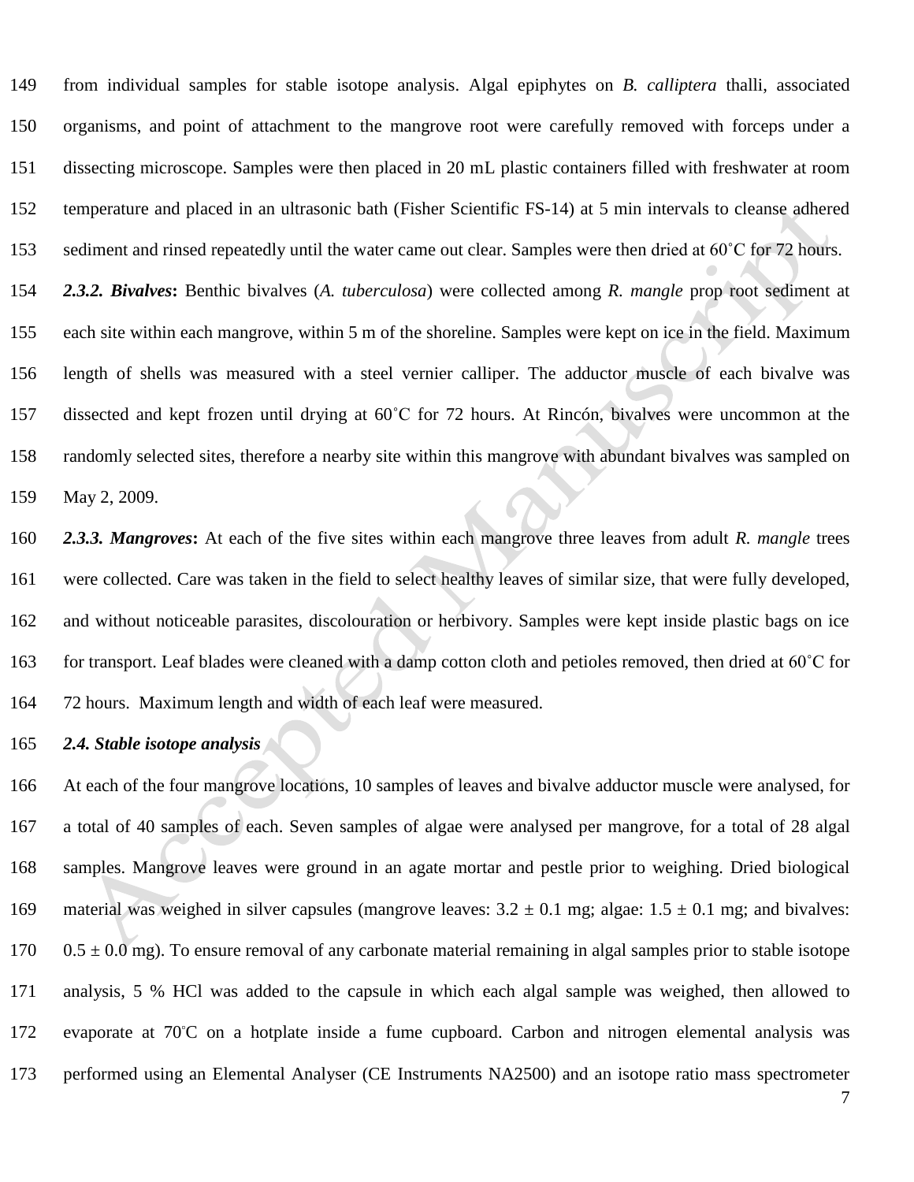from individual samples for stable isotope analysis. Algal epiphytes on *B. calliptera* thalli, associated organisms, and point of attachment to the mangrove root were carefully removed with forceps under a dissecting microscope. Samples were then placed in 20 mL plastic containers filled with freshwater at room temperature and placed in an ultrasonic bath (Fisher Scientific FS-14) at 5 min intervals to cleanse adhered sediment and rinsed repeatedly until the water came out clear. Samples were then dried at 60˚C for 72 hours.

***2.3.2. Bivalves*:** Benthic bivalves (*A. tuberculosa*) were collected among *R. mangle* prop root sediment at each site within each mangrove, within 5 m of the shoreline. Samples were kept on ice in the field. Maximum length of shells was measured with a steel vernier calliper. The adductor muscle of each bivalve was dissected and kept frozen until drying at 60˚C for 72 hours. At Rincón, bivalves were uncommon at the randomly selected sites, therefore a nearby site within this mangrove with abundant bivalves was sampled on May 2, 2009.

***2.3.3. Mangroves*:** At each of the five sites within each mangrove three leaves from adult *R. mangle* trees were collected. Care was taken in the field to select healthy leaves of similar size, that were fully developed, and without noticeable parasites, discolouration or herbivory. Samples were kept inside plastic bags on ice for transport. Leaf blades were cleaned with a damp cotton cloth and petioles removed, then dried at 60˚C for 72 hours. Maximum length and width of each leaf were measured.

### *2.4. Stable isotope analysis*

At each of the four mangrove locations, 10 samples of leaves and bivalve adductor muscle were analysed, for a total of 40 samples of each. Seven samples of algae were analysed per mangrove, for a total of 28 algal samples. Mangrove leaves were ground in an agate mortar and pestle prior to weighing. Dried biological material was weighed in silver capsules (mangrove leaves: $3.2 \pm 0.1$ mg; algae: $1.5 \pm 0.1$ mg; and bivalves: $0.5 \pm 0.0$ mg). To ensure removal of any carbonate material remaining in algal samples prior to stable isotope analysis, 5 % HCl was added to the capsule in which each algal sample was weighed, then allowed to evaporate at 70˚C on a hotplate inside a fume cupboard. Carbon and nitrogen elemental analysis was performed using an Elemental Analyser (CE Instruments NA2500) and an isotope ratio mass spectrometer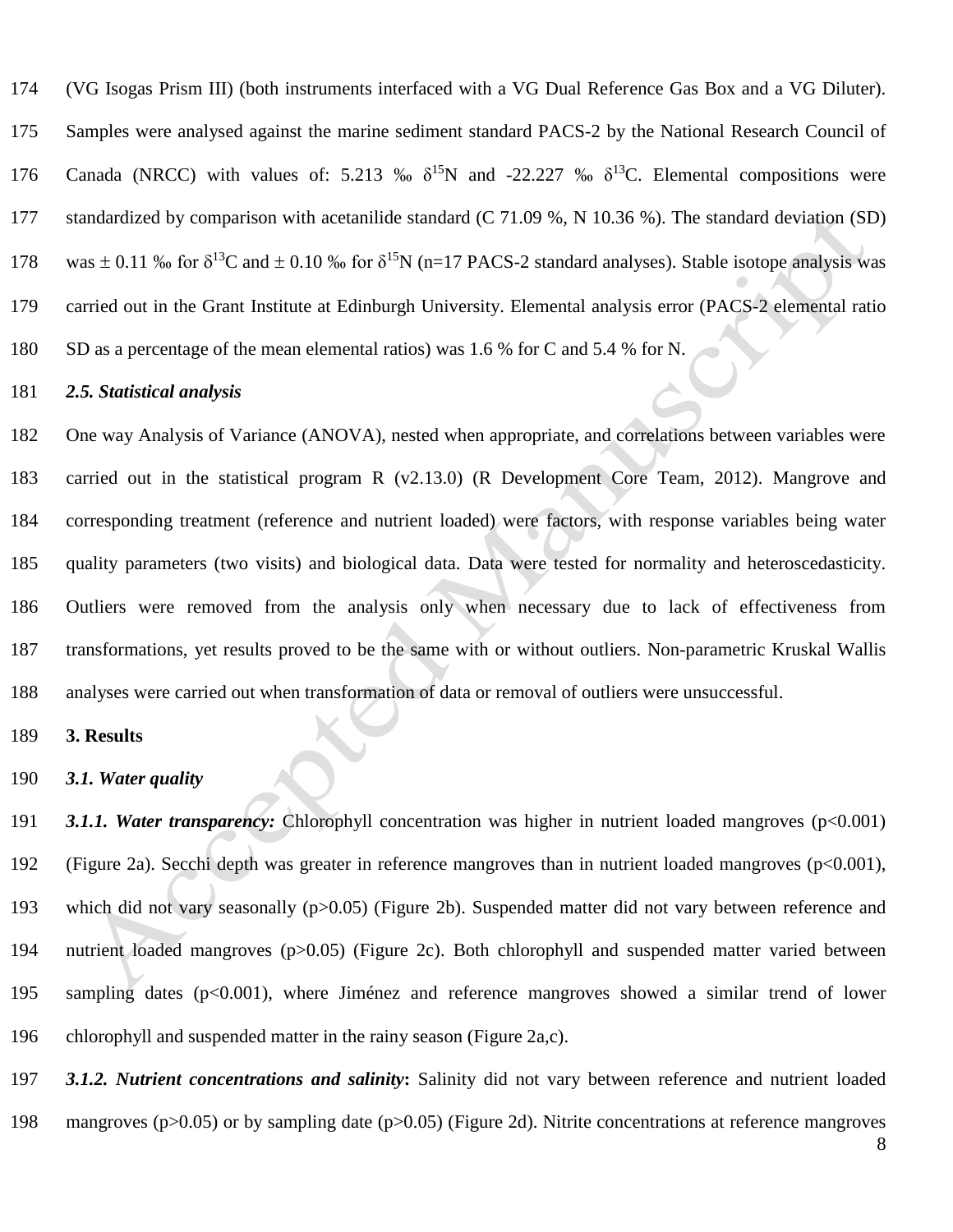(VG Isogas Prism III) (both instruments interfaced with a VG Dual Reference Gas Box and a VG Diluter). Samples were analysed against the marine sediment standard PACS-2 by the National Research Council of Canada (NRCC) with values of: 5.213 ‰ $\delta^{15}$N and -22.227 ‰ $\delta^{13}$C. Elemental compositions were standardized by comparison with acetanilide standard (C 71.09 %, N 10.36 %). The standard deviation (SD) was ± 0.11 ‰ for $\delta^{13}$C and ± 0.10 ‰ for $\delta^{15}$N (n=17 PACS-2 standard analyses). Stable isotope analysis was carried out in the Grant Institute at Edinburgh University. Elemental analysis error (PACS-2 elemental ratio SD as a percentage of the mean elemental ratios) was 1.6 % for C and 5.4 % for N.

### *2.5. Statistical analysis*

One way Analysis of Variance (ANOVA), nested when appropriate, and correlations between variables were carried out in the statistical program R (v2.13.0) (R Development Core Team, 2012). Mangrove and corresponding treatment (reference and nutrient loaded) were factors, with response variables being water quality parameters (two visits) and biological data. Data were tested for normality and heteroscedasticity. Outliers were removed from the analysis only when necessary due to lack of effectiveness from transformations, yet results proved to be the same with or without outliers. Non-parametric Kruskal Wallis analyses were carried out when transformation of data or removal of outliers were unsuccessful.

## 3. Results

### *3.1. Water quality*

***3.1.1. Water transparency:*** Chlorophyll concentration was higher in nutrient loaded mangroves ($p<0.001$) (Figure 2a). Secchi depth was greater in reference mangroves than in nutrient loaded mangroves ($p<0.001$), which did not vary seasonally ($p>0.05$) (Figure 2b). Suspended matter did not vary between reference and nutrient loaded mangroves ($p>0.05$) (Figure 2c). Both chlorophyll and suspended matter varied between sampling dates ($p<0.001$), where Jiménez and reference mangroves showed a similar trend of lower chlorophyll and suspended matter in the rainy season (Figure 2a,c).

***3.1.2. Nutrient concentrations and salinity*:** Salinity did not vary between reference and nutrient loaded mangroves ($p>0.05$) or by sampling date ($p>0.05$) (Figure 2d). Nitrite concentrations at reference mangroves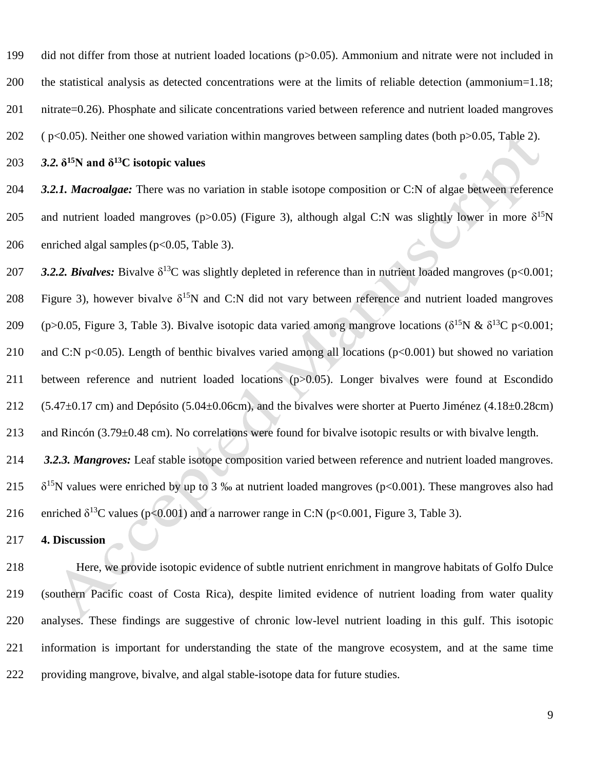did not differ from those at nutrient loaded locations ($p>0.05$). Ammonium and nitrate were not included in the statistical analysis as detected concentrations were at the limits of reliable detection (ammonium=1.18; nitrate=0.26). Phosphate and silicate concentrations varied between reference and nutrient loaded mangroves ( $p<0.05$). Neither one showed variation within mangroves between sampling dates (both $p>0.05$, Table 2).

### *3.2.* $\delta^{15}N$ and $\delta^{13}C$ isotopic values

***3.2.1. Macroalgae:*** There was no variation in stable isotope composition or C:N of algae between reference and nutrient loaded mangroves ($p>0.05$) (Figure 3), although algal C:N was slightly lower in more $\delta^{15}N$ enriched algal samples ($p<0.05$, Table 3).

***3.2.2. Bivalves:*** Bivalve $\delta^{13}C$ was slightly depleted in reference than in nutrient loaded mangroves ($p<0.001$; Figure 3), however bivalve $\delta^{15}N$ and C:N did not vary between reference and nutrient loaded mangroves ($p>0.05$, Figure 3, Table 3). Bivalve isotopic data varied among mangrove locations ($\delta^{15}N$ & $\delta^{13}C$ $p<0.001$; and C:N $p<0.05$). Length of benthic bivalves varied among all locations ($p<0.001$) but showed no variation between reference and nutrient loaded locations ($p>0.05$). Longer bivalves were found at Escondido (5.47±0.17 cm) and Depósito (5.04±0.06cm), and the bivalves were shorter at Puerto Jiménez (4.18±0.28cm) and Rincón (3.79±0.48 cm). No correlations were found for bivalve isotopic results or with bivalve length.

***3.2.3. Mangroves:*** Leaf stable isotope composition varied between reference and nutrient loaded mangroves. $\delta^{15}N$ values were enriched by up to 3 ‰ at nutrient loaded mangroves ($p<0.001$). These mangroves also had enriched $\delta^{13}C$ values ($p<0.001$) and a narrower range in C:N ($p<0.001$, Figure 3, Table 3).

## 4. Discussion

Here, we provide isotopic evidence of subtle nutrient enrichment in mangrove habitats of Golfo Dulce (southern Pacific coast of Costa Rica), despite limited evidence of nutrient loading from water quality analyses. These findings are suggestive of chronic low-level nutrient loading in this gulf. This isotopic information is important for understanding the state of the mangrove ecosystem, and at the same time providing mangrove, bivalve, and algal stable-isotope data for future studies.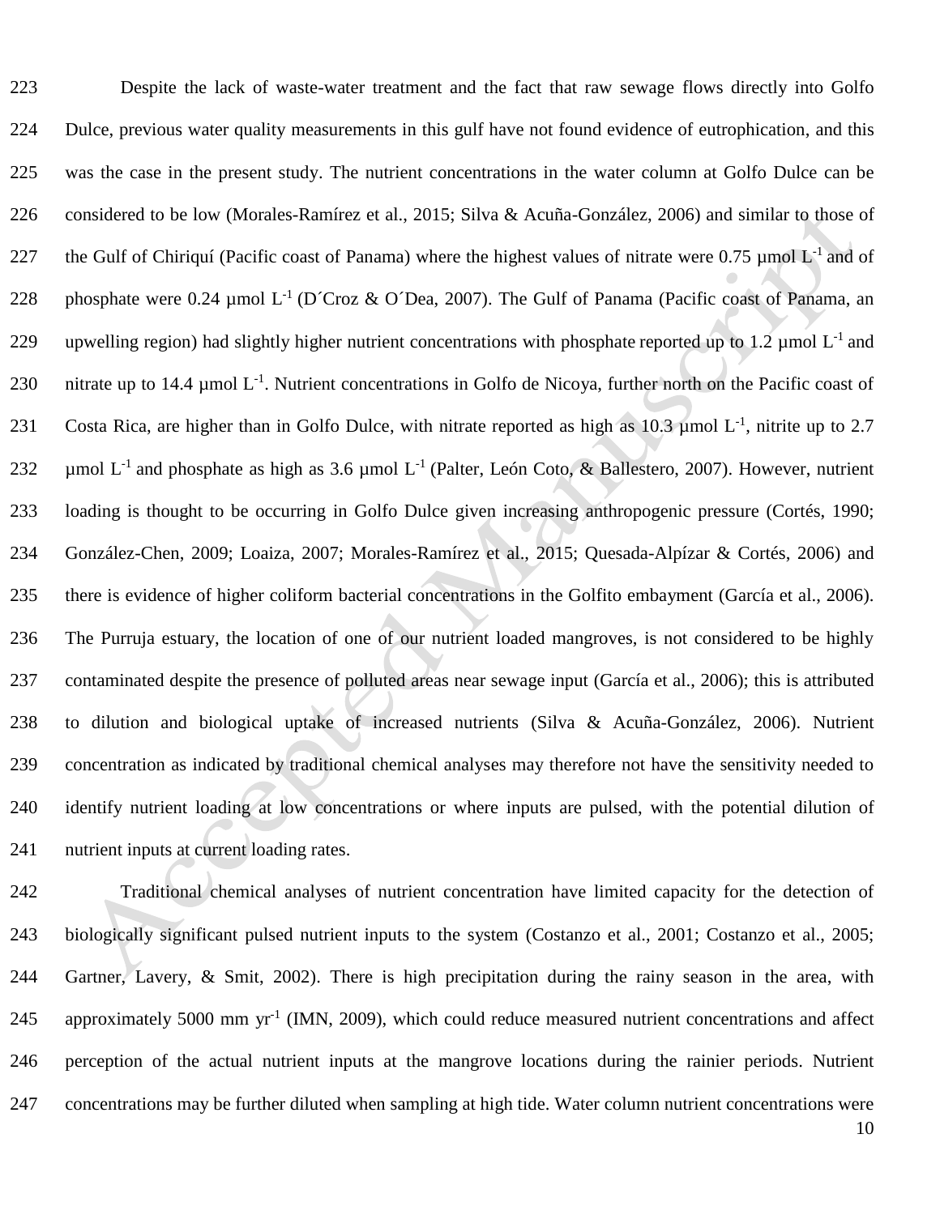Despite the lack of waste-water treatment and the fact that raw sewage flows directly into Golfo Dulce, previous water quality measurements in this gulf have not found evidence of eutrophication, and this was the case in the present study. The nutrient concentrations in the water column at Golfo Dulce can be considered to be low (Morales-Ramírez et al., 2015; Silva & Acuña-González, 2006) and similar to those of the Gulf of Chiriquí (Pacific coast of Panama) where the highest values of nitrate were 0.75 µmol $L^{-1}$ and of phosphate were 0.24 µmol $L^{-1}$ (D´Croz & O´Dea, 2007). The Gulf of Panama (Pacific coast of Panama, an upwelling region) had slightly higher nutrient concentrations with phosphate reported up to 1.2 µmol $L^{-1}$ and nitrate up to 14.4 µmol $L^{-1}$. Nutrient concentrations in Golfo de Nicoya, further north on the Pacific coast of Costa Rica, are higher than in Golfo Dulce, with nitrate reported as high as 10.3 µmol $L^{-1}$, nitrite up to 2.7 µmol $L^{-1}$ and phosphate as high as 3.6 µmol $L^{-1}$ (Palter, León Coto, & Ballestero, 2007). However, nutrient loading is thought to be occurring in Golfo Dulce given increasing anthropogenic pressure (Cortés, 1990; González-Chen, 2009; Loaiza, 2007; Morales-Ramírez et al., 2015; Quesada-Alpízar & Cortés, 2006) and there is evidence of higher coliform bacterial concentrations in the Golfito embayment (García et al., 2006). The Purruja estuary, the location of one of our nutrient loaded mangroves, is not considered to be highly contaminated despite the presence of polluted areas near sewage input (García et al., 2006); this is attributed to dilution and biological uptake of increased nutrients (Silva & Acuña-González, 2006). Nutrient concentration as indicated by traditional chemical analyses may therefore not have the sensitivity needed to identify nutrient loading at low concentrations or where inputs are pulsed, with the potential dilution of nutrient inputs at current loading rates.

Traditional chemical analyses of nutrient concentration have limited capacity for the detection of biologically significant pulsed nutrient inputs to the system (Costanzo et al., 2001; Costanzo et al., 2005; Gartner, Lavery, & Smit, 2002). There is high precipitation during the rainy season in the area, with approximately 5000 mm $yr^{-1}$ (IMN, 2009), which could reduce measured nutrient concentrations and affect perception of the actual nutrient inputs at the mangrove locations during the rainier periods. Nutrient concentrations may be further diluted when sampling at high tide. Water column nutrient concentrations were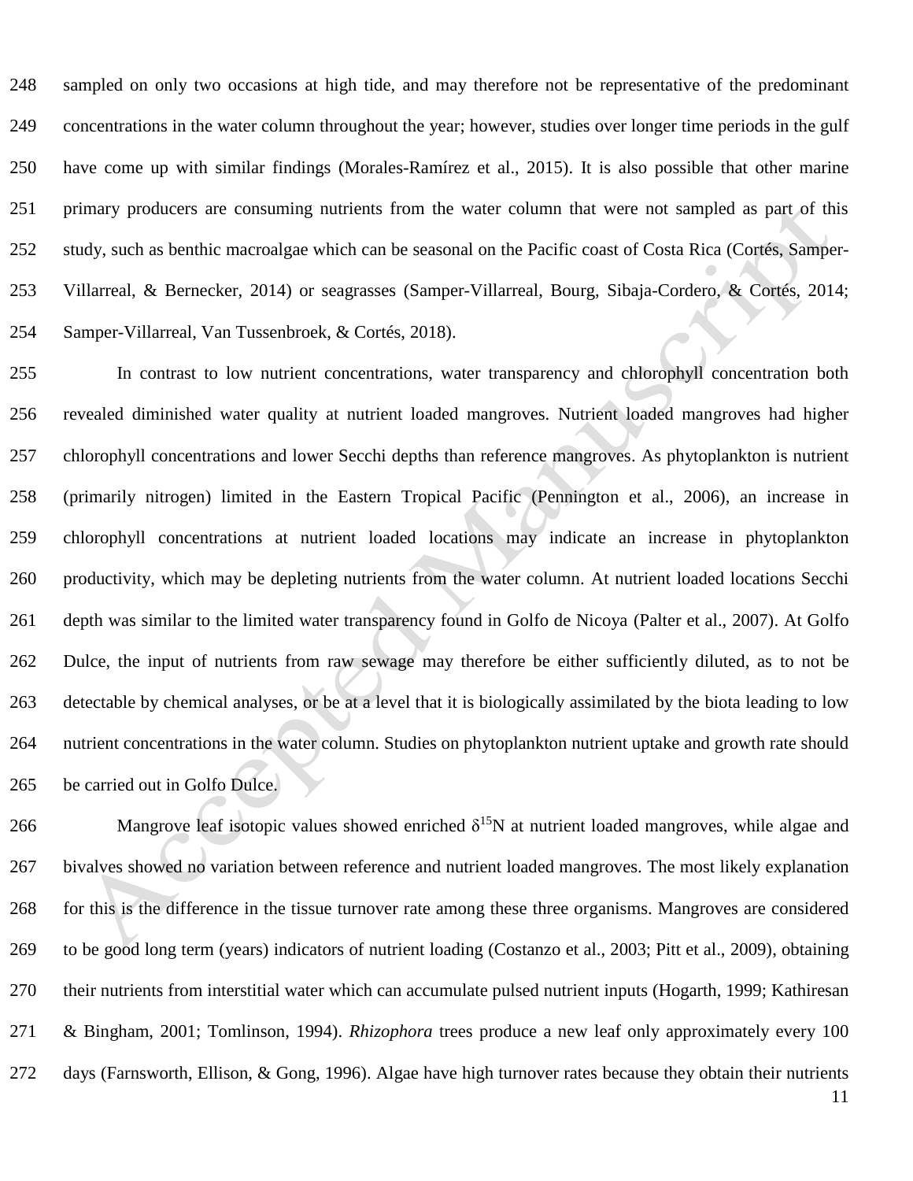sampled on only two occasions at high tide, and may therefore not be representative of the predominant concentrations in the water column throughout the year; however, studies over longer time periods in the gulf have come up with similar findings (Morales-Ramírez et al., 2015). It is also possible that other marine primary producers are consuming nutrients from the water column that were not sampled as part of this study, such as benthic macroalgae which can be seasonal on the Pacific coast of Costa Rica (Cortés, Samper-Villarreal, & Bernecker, 2014) or seagrasses (Samper-Villarreal, Bourg, Sibaja-Cordero, & Cortés, 2014; Samper-Villarreal, Van Tussenbroek, & Cortés, 2018).

In contrast to low nutrient concentrations, water transparency and chlorophyll concentration both revealed diminished water quality at nutrient loaded mangroves. Nutrient loaded mangroves had higher chlorophyll concentrations and lower Secchi depths than reference mangroves. As phytoplankton is nutrient (primarily nitrogen) limited in the Eastern Tropical Pacific (Pennington et al., 2006), an increase in chlorophyll concentrations at nutrient loaded locations may indicate an increase in phytoplankton productivity, which may be depleting nutrients from the water column. At nutrient loaded locations Secchi depth was similar to the limited water transparency found in Golfo de Nicoya (Palter et al., 2007). At Golfo Dulce, the input of nutrients from raw sewage may therefore be either sufficiently diluted, as to not be detectable by chemical analyses, or be at a level that it is biologically assimilated by the biota leading to low nutrient concentrations in the water column. Studies on phytoplankton nutrient uptake and growth rate should be carried out in Golfo Dulce.

Mangrove leaf isotopic values showed enriched $\delta^{15}N$ at nutrient loaded mangroves, while algae and bivalves showed no variation between reference and nutrient loaded mangroves. The most likely explanation for this is the difference in the tissue turnover rate among these three organisms. Mangroves are considered to be good long term (years) indicators of nutrient loading (Costanzo et al., 2003; Pitt et al., 2009), obtaining their nutrients from interstitial water which can accumulate pulsed nutrient inputs (Hogarth, 1999; Kathiresan & Bingham, 2001; Tomlinson, 1994). *Rhizophora* trees produce a new leaf only approximately every 100 days (Farnsworth, Ellison, & Gong, 1996). Algae have high turnover rates because they obtain their nutrients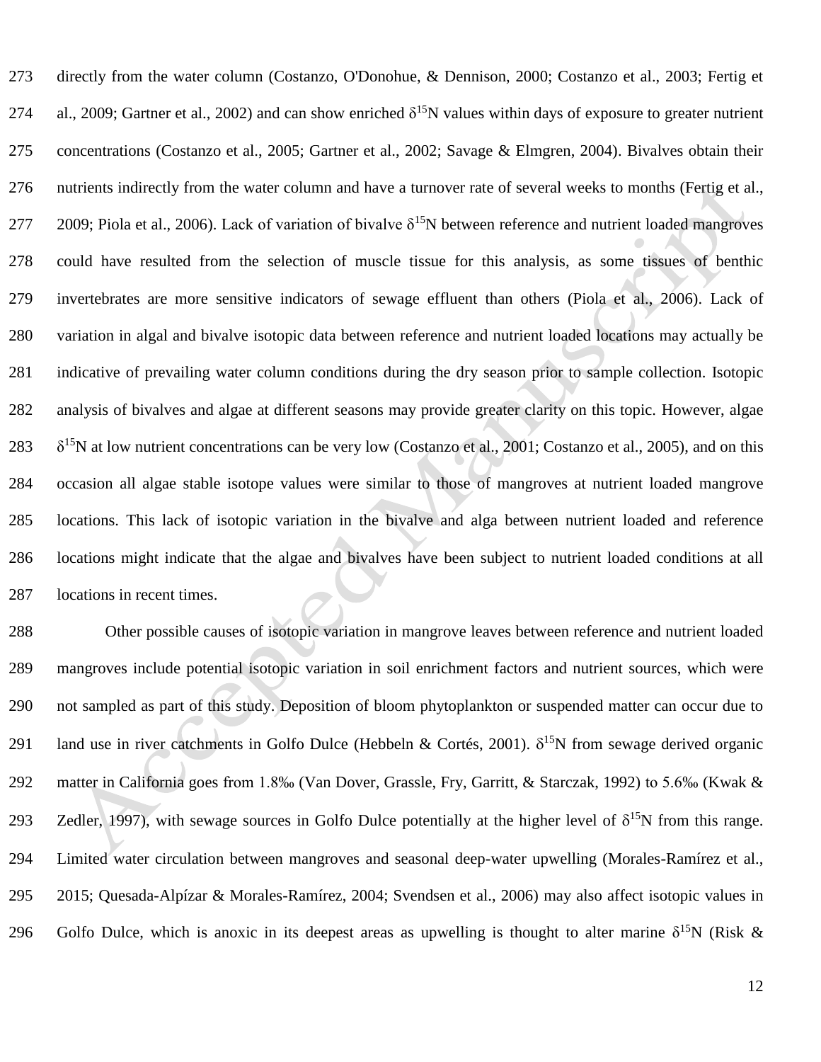directly from the water column (Costanzo, O'Donohue, & Dennison, 2000; Costanzo et al., 2003; Fertig et al., 2009; Gartner et al., 2002) and can show enriched $\delta^{15}$N values within days of exposure to greater nutrient concentrations (Costanzo et al., 2005; Gartner et al., 2002; Savage & Elmgren, 2004). Bivalves obtain their nutrients indirectly from the water column and have a turnover rate of several weeks to months (Fertig et al., 2009; Piola et al., 2006). Lack of variation of bivalve $\delta^{15}$N between reference and nutrient loaded mangroves could have resulted from the selection of muscle tissue for this analysis, as some tissues of benthic invertebrates are more sensitive indicators of sewage effluent than others (Piola et al., 2006). Lack of variation in algal and bivalve isotopic data between reference and nutrient loaded locations may actually be indicative of prevailing water column conditions during the dry season prior to sample collection. Isotopic analysis of bivalves and algae at different seasons may provide greater clarity on this topic. However, algae $\delta^{15}$N at low nutrient concentrations can be very low (Costanzo et al., 2001; Costanzo et al., 2005), and on this occasion all algae stable isotope values were similar to those of mangroves at nutrient loaded mangrove locations. This lack of isotopic variation in the bivalve and alga between nutrient loaded and reference locations might indicate that the algae and bivalves have been subject to nutrient loaded conditions at all locations in recent times.

Other possible causes of isotopic variation in mangrove leaves between reference and nutrient loaded mangroves include potential isotopic variation in soil enrichment factors and nutrient sources, which were not sampled as part of this study. Deposition of bloom phytoplankton or suspended matter can occur due to land use in river catchments in Golfo Dulce (Hebbeln & Cortés, 2001). $\delta^{15}$N from sewage derived organic matter in California goes from 1.8‰ (Van Dover, Grassle, Fry, Garritt, & Starczak, 1992) to 5.6‰ (Kwak & Zedler, 1997), with sewage sources in Golfo Dulce potentially at the higher level of $\delta^{15}$N from this range. Limited water circulation between mangroves and seasonal deep-water upwelling (Morales-Ramírez et al., 2015; Quesada-Alpízar & Morales-Ramírez, 2004; Svendsen et al., 2006) may also affect isotopic values in Golfo Dulce, which is anoxic in its deepest areas as upwelling is thought to alter marine $\delta^{15}$N (Risk &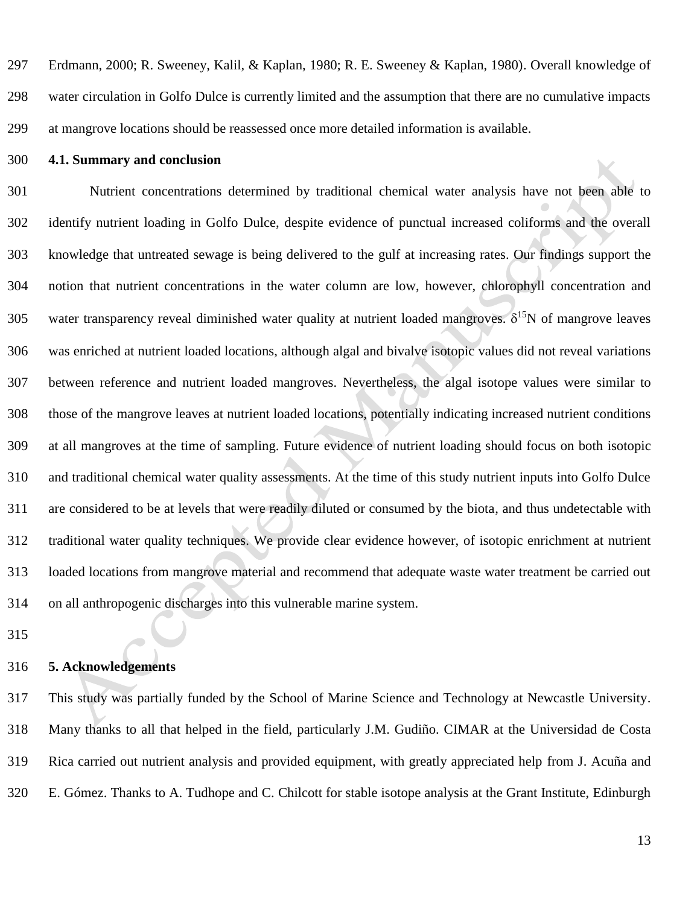Erdmann, 2000; R. Sweeney, Kalil, & Kaplan, 1980; R. E. Sweeney & Kaplan, 1980). Overall knowledge of water circulation in Golfo Dulce is currently limited and the assumption that there are no cumulative impacts at mangrove locations should be reassessed once more detailed information is available.

### 4.1. Summary and conclusion

Nutrient concentrations determined by traditional chemical water analysis have not been able to identify nutrient loading in Golfo Dulce, despite evidence of punctual increased coliforms and the overall knowledge that untreated sewage is being delivered to the gulf at increasing rates. Our findings support the notion that nutrient concentrations in the water column are low, however, chlorophyll concentration and water transparency reveal diminished water quality at nutrient loaded mangroves. $\delta^{15}N$ of mangrove leaves was enriched at nutrient loaded locations, although algal and bivalve isotopic values did not reveal variations between reference and nutrient loaded mangroves. Nevertheless, the algal isotope values were similar to those of the mangrove leaves at nutrient loaded locations, potentially indicating increased nutrient conditions at all mangroves at the time of sampling. Future evidence of nutrient loading should focus on both isotopic and traditional chemical water quality assessments. At the time of this study nutrient inputs into Golfo Dulce are considered to be at levels that were readily diluted or consumed by the biota, and thus undetectable with traditional water quality techniques. We provide clear evidence however, of isotopic enrichment at nutrient loaded locations from mangrove material and recommend that adequate waste water treatment be carried out on all anthropogenic discharges into this vulnerable marine system.

## 5. Acknowledgements

This study was partially funded by the School of Marine Science and Technology at Newcastle University. Many thanks to all that helped in the field, particularly J.M. Gudiño. CIMAR at the Universidad de Costa Rica carried out nutrient analysis and provided equipment, with greatly appreciated help from J. Acuña and E. Gómez. Thanks to A. Tudhope and C. Chilcott for stable isotope analysis at the Grant Institute, Edinburgh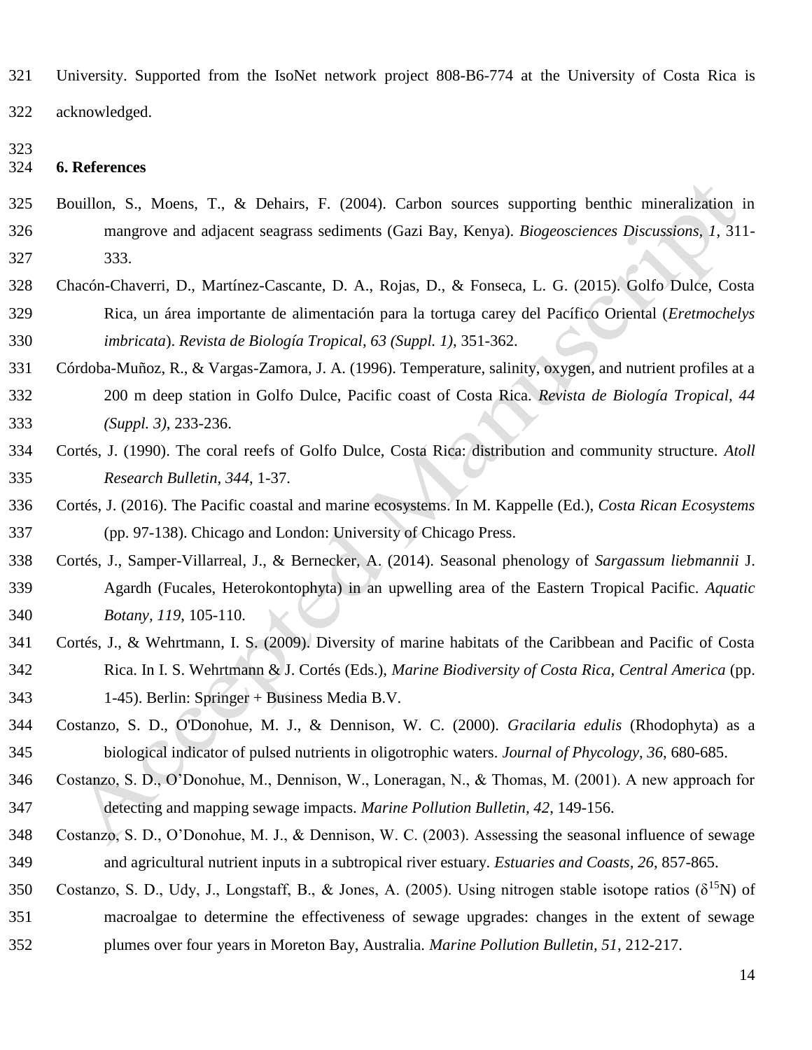University. Supported from the IsoNet network project 808-B6-774 at the University of Costa Rica is acknowledged.

## 6. References

Bouillon, S., Moens, T., & Dehairs, F. (2004). Carbon sources supporting benthic mineralization in mangrove and adjacent seagrass sediments (Gazi Bay, Kenya). *Biogeosciences Discussions, 1*, 311-333.

Chacón-Chaverri, D., Martínez-Cascante, D. A., Rojas, D., & Fonseca, L. G. (2015). Golfo Dulce, Costa Rica, un área importante de alimentación para la tortuga carey del Pacífico Oriental (*Eretmochelys imbricata*). *Revista de Biología Tropical, 63 (Suppl. 1)*, 351-362.

Córdoba-Muñoz, R., & Vargas-Zamora, J. A. (1996). Temperature, salinity, oxygen, and nutrient profiles at a 200 m deep station in Golfo Dulce, Pacific coast of Costa Rica. *Revista de Biología Tropical, 44 (Suppl. 3)*, 233-236.

Cortés, J. (1990). The coral reefs of Golfo Dulce, Costa Rica: distribution and community structure. *Atoll Research Bulletin, 344*, 1-37.

Cortés, J. (2016). The Pacific coastal and marine ecosystems. In M. Kappelle (Ed.), *Costa Rican Ecosystems* (pp. 97-138). Chicago and London: University of Chicago Press.

Cortés, J., Samper-Villarreal, J., & Bernecker, A. (2014). Seasonal phenology of *Sargassum liebmannii* J. Agardh (Fucales, Heterokontophyta) in an upwelling area of the Eastern Tropical Pacific. *Aquatic Botany, 119*, 105-110.

Cortés, J., & Wehrtmann, I. S. (2009). Diversity of marine habitats of the Caribbean and Pacific of Costa Rica. In I. S. Wehrtmann & J. Cortés (Eds.), *Marine Biodiversity of Costa Rica, Central America* (pp. 1-45). Berlin: Springer + Business Media B.V.

Costanzo, S. D., O'Donohue, M. J., & Dennison, W. C. (2000). *Gracilaria edulis* (Rhodophyta) as a biological indicator of pulsed nutrients in oligotrophic waters. *Journal of Phycology, 36*, 680-685.

Costanzo, S. D., O'Donohue, M., Dennison, W., Loneragan, N., & Thomas, M. (2001). A new approach for detecting and mapping sewage impacts. *Marine Pollution Bulletin, 42*, 149-156.

Costanzo, S. D., O'Donohue, M. J., & Dennison, W. C. (2003). Assessing the seasonal influence of sewage and agricultural nutrient inputs in a subtropical river estuary. *Estuaries and Coasts, 26*, 857-865.

Costanzo, S. D., Udy, J., Longstaff, B., & Jones, A. (2005). Using nitrogen stable isotope ratios ($\delta^{15}N$) of macroalgae to determine the effectiveness of sewage upgrades: changes in the extent of sewage plumes over four years in Moreton Bay, Australia. *Marine Pollution Bulletin, 51*, 212-217.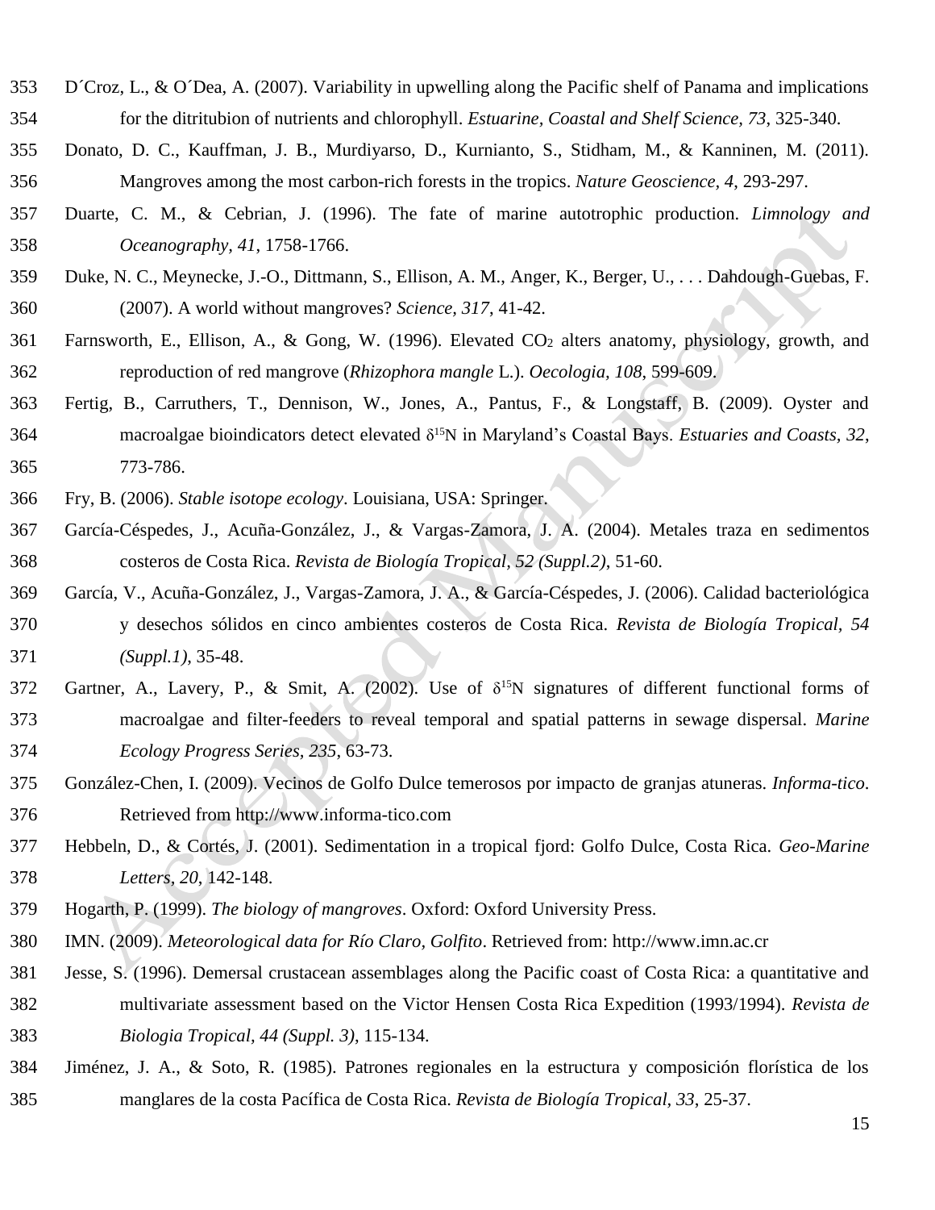D´Croz, L., & O´Dea, A. (2007). Variability in upwelling along the Pacific shelf of Panama and implications for the ditritubion of nutrients and chlorophyll. *Estuarine, Coastal and Shelf Science, 73*, 325-340.

Donato, D. C., Kauffman, J. B., Murdiyarso, D., Kurnianto, S., Stidham, M., & Kanninen, M. (2011). Mangroves among the most carbon-rich forests in the tropics. *Nature Geoscience, 4*, 293-297.

Duarte, C. M., & Cebrian, J. (1996). The fate of marine autotrophic production. *Limnology and Oceanography, 41*, 1758-1766.

Duke, N. C., Meynecke, J.-O., Dittmann, S., Ellison, A. M., Anger, K., Berger, U., . . . Dahdough-Guebas, F. (2007). A world without mangroves? *Science, 317*, 41-42.

Farnsworth, E., Ellison, A., & Gong, W. (1996). Elevated $CO_2$ alters anatomy, physiology, growth, and reproduction of red mangrove (*Rhizophora mangle* L.). *Oecologia, 108*, 599-609.

Fertig, B., Carruthers, T., Dennison, W., Jones, A., Pantus, F., & Longstaff, B. (2009). Oyster and macroalgae bioindicators detect elevated $\delta^{15}N$ in Maryland's Coastal Bays. *Estuaries and Coasts, 32*, 773-786.

Fry, B. (2006). *Stable isotope ecology*. Louisiana, USA: Springer.

García-Céspedes, J., Acuña-González, J., & Vargas-Zamora, J. A. (2004). Metales traza en sedimentos costeros de Costa Rica. *Revista de Biología Tropical, 52 (Suppl.2)*, 51-60.

García, V., Acuña-González, J., Vargas-Zamora, J. A., & García-Céspedes, J. (2006). Calidad bacteriológica y desechos sólidos en cinco ambientes costeros de Costa Rica. *Revista de Biología Tropical, 54 (Suppl.1)*, 35-48.

Gartner, A., Lavery, P., & Smit, A. (2002). Use of $\delta^{15}N$ signatures of different functional forms of macroalgae and filter-feeders to reveal temporal and spatial patterns in sewage dispersal. *Marine Ecology Progress Series, 235*, 63-73.

González-Chen, I. (2009). Vecinos de Golfo Dulce temerosos por impacto de granjas atuneras. *Informa-tico*. Retrieved from http://www.informa-tico.com

Hebbeln, D., & Cortés, J. (2001). Sedimentation in a tropical fjord: Golfo Dulce, Costa Rica. *Geo-Marine Letters, 20*, 142-148.

Hogarth, P. (1999). *The biology of mangroves*. Oxford: Oxford University Press.

IMN. (2009). *Meteorological data for Río Claro, Golfito*. Retrieved from: http://www.imn.ac.cr

Jesse, S. (1996). Demersal crustacean assemblages along the Pacific coast of Costa Rica: a quantitative and multivariate assessment based on the Victor Hensen Costa Rica Expedition (1993/1994). *Revista de Biologia Tropical, 44 (Suppl. 3)*, 115-134.

Jiménez, J. A., & Soto, R. (1985). Patrones regionales en la estructura y composición florística de los manglares de la costa Pacífica de Costa Rica. *Revista de Biología Tropical, 33*, 25-37.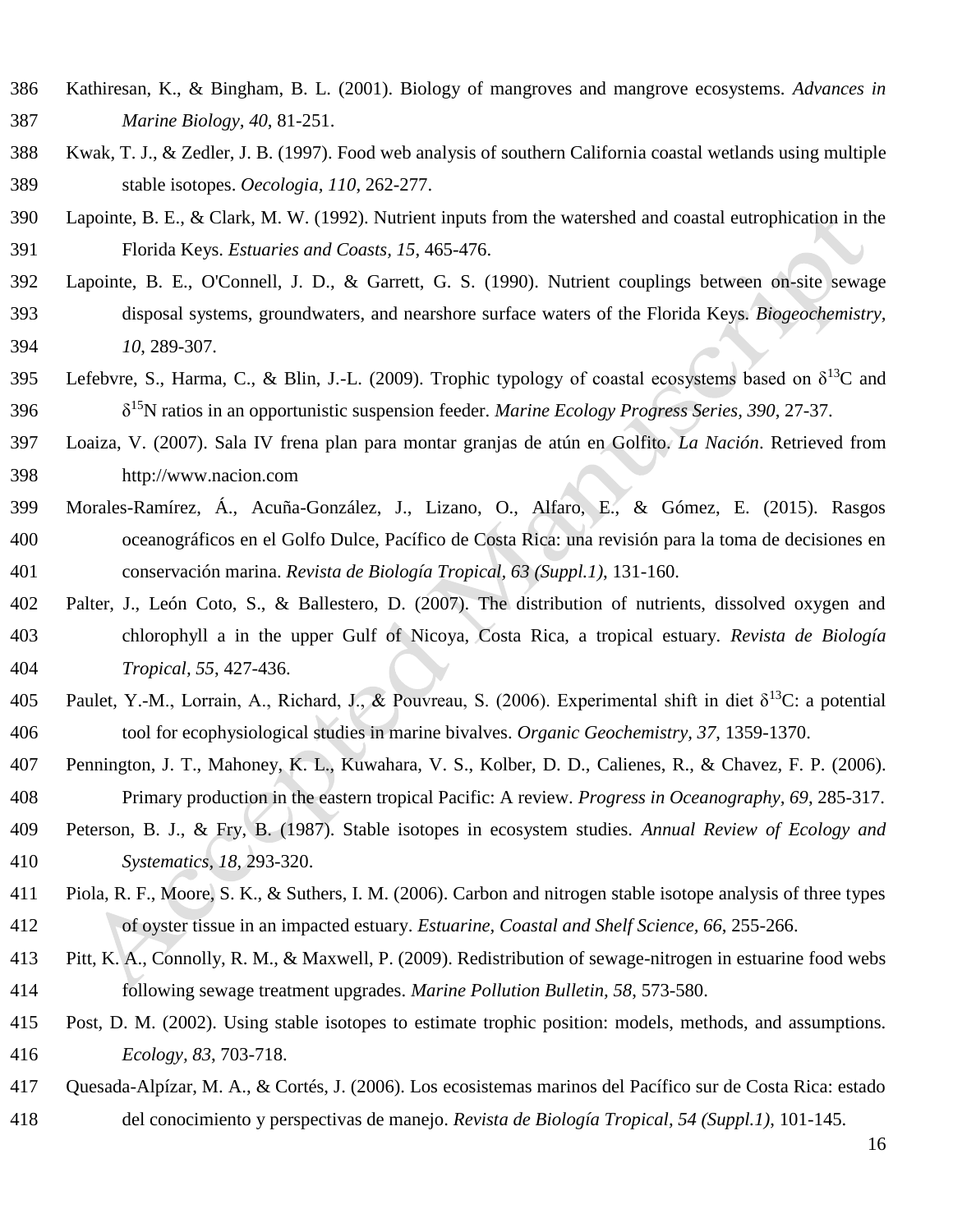Kathiresan, K., & Bingham, B. L. (2001). Biology of mangroves and mangrove ecosystems. *Advances in Marine Biology, 40*, 81-251.

Kwak, T. J., & Zedler, J. B. (1997). Food web analysis of southern California coastal wetlands using multiple stable isotopes. *Oecologia, 110*, 262-277.

Lapointe, B. E., & Clark, M. W. (1992). Nutrient inputs from the watershed and coastal eutrophication in the Florida Keys. *Estuaries and Coasts, 15*, 465-476.

Lapointe, B. E., O'Connell, J. D., & Garrett, G. S. (1990). Nutrient couplings between on-site sewage disposal systems, groundwaters, and nearshore surface waters of the Florida Keys. *Biogeochemistry, 10*, 289-307.

Lefebvre, S., Harma, C., & Blin, J.-L. (2009). Trophic typology of coastal ecosystems based on $\delta^{13}C$ and $\delta^{15}N$ ratios in an opportunistic suspension feeder. *Marine Ecology Progress Series, 390*, 27-37.

Loaiza, V. (2007). Sala IV frena plan para montar granjas de atún en Golfito. *La Nación*. Retrieved from http://www.nacion.com

Morales-Ramírez, Á., Acuña-González, J., Lizano, O., Alfaro, E., & Gómez, E. (2015). Rasgos oceanográficos en el Golfo Dulce, Pacífico de Costa Rica: una revisión para la toma de decisiones en conservación marina. *Revista de Biología Tropical, 63 (Suppl.1)*, 131-160.

Palter, J., León Coto, S., & Ballestero, D. (2007). The distribution of nutrients, dissolved oxygen and chlorophyll a in the upper Gulf of Nicoya, Costa Rica, a tropical estuary. *Revista de Biología Tropical, 55*, 427-436.

Paulet, Y.-M., Lorrain, A., Richard, J., & Pouvreau, S. (2006). Experimental shift in diet $\delta^{13}C$: a potential tool for ecophysiological studies in marine bivalves. *Organic Geochemistry, 37*, 1359-1370.

Pennington, J. T., Mahoney, K. L., Kuwahara, V. S., Kolber, D. D., Calienes, R., & Chavez, F. P. (2006). Primary production in the eastern tropical Pacific: A review. *Progress in Oceanography, 69*, 285-317.

Peterson, B. J., & Fry, B. (1987). Stable isotopes in ecosystem studies. *Annual Review of Ecology and Systematics, 18*, 293-320.

Piola, R. F., Moore, S. K., & Suthers, I. M. (2006). Carbon and nitrogen stable isotope analysis of three types of oyster tissue in an impacted estuary. *Estuarine, Coastal and Shelf Science, 66*, 255-266.

Pitt, K. A., Connolly, R. M., & Maxwell, P. (2009). Redistribution of sewage-nitrogen in estuarine food webs following sewage treatment upgrades. *Marine Pollution Bulletin, 58*, 573-580.

Post, D. M. (2002). Using stable isotopes to estimate trophic position: models, methods, and assumptions. *Ecology, 83*, 703-718.

Quesada-Alpízar, M. A., & Cortés, J. (2006). Los ecosistemas marinos del Pacífico sur de Costa Rica: estado del conocimiento y perspectivas de manejo. *Revista de Biología Tropical, 54 (Suppl.1)*, 101-145.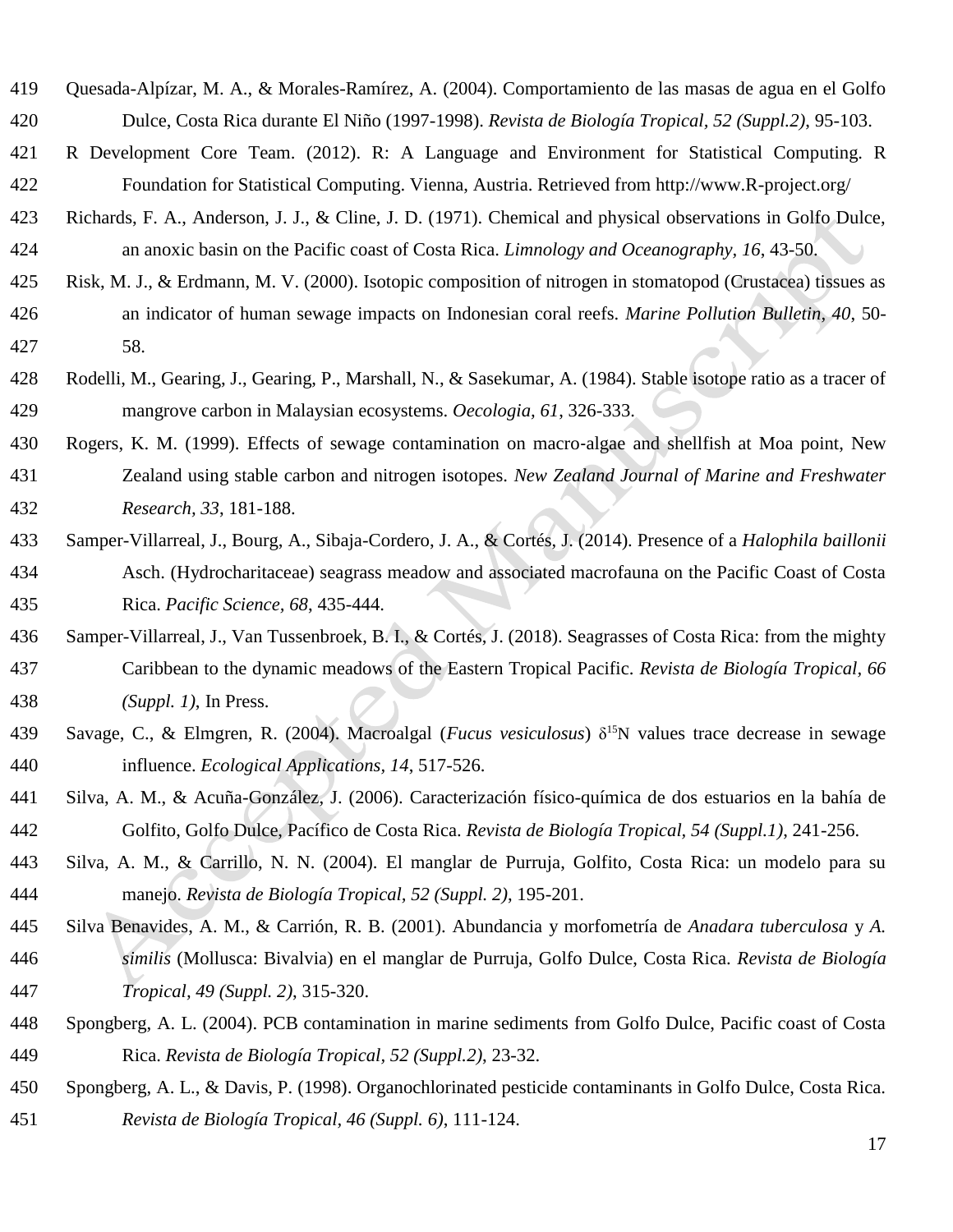Quesada-Alpízar, M. A., & Morales-Ramírez, A. (2004). Comportamiento de las masas de agua en el Golfo Dulce, Costa Rica durante El Niño (1997-1998). *Revista de Biología Tropical, 52 (Suppl.2)*, 95-103.

R Development Core Team. (2012). R: A Language and Environment for Statistical Computing. R Foundation for Statistical Computing. Vienna, Austria. Retrieved from http://www.R-project.org/

Richards, F. A., Anderson, J. J., & Cline, J. D. (1971). Chemical and physical observations in Golfo Dulce, an anoxic basin on the Pacific coast of Costa Rica. *Limnology and Oceanography, 16*, 43-50.

Risk, M. J., & Erdmann, M. V. (2000). Isotopic composition of nitrogen in stomatopod (Crustacea) tissues as an indicator of human sewage impacts on Indonesian coral reefs. *Marine Pollution Bulletin, 40*, 50-58.

Rodelli, M., Gearing, J., Gearing, P., Marshall, N., & Sasekumar, A. (1984). Stable isotope ratio as a tracer of mangrove carbon in Malaysian ecosystems. *Oecologia, 61*, 326-333.

Rogers, K. M. (1999). Effects of sewage contamination on macro-algae and shellfish at Moa point, New Zealand using stable carbon and nitrogen isotopes. *New Zealand Journal of Marine and Freshwater Research, 33*, 181-188.

Samper-Villarreal, J., Bourg, A., Sibaja-Cordero, J. A., & Cortés, J. (2014). Presence of a *Halophila baillonii* Asch. (Hydrocharitaceae) seagrass meadow and associated macrofauna on the Pacific Coast of Costa Rica. *Pacific Science, 68*, 435-444.

Samper-Villarreal, J., Van Tussenbroek, B. I., & Cortés, J. (2018). Seagrasses of Costa Rica: from the mighty Caribbean to the dynamic meadows of the Eastern Tropical Pacific. *Revista de Biología Tropical, 66 (Suppl. 1)*, In Press.

Savage, C., & Elmgren, R. (2004). Macroalgal (*Fucus vesiculosus*) $\delta^{15}N$ values trace decrease in sewage influence. *Ecological Applications, 14*, 517-526.

Silva, A. M., & Acuña-González, J. (2006). Caracterización físico-química de dos estuarios en la bahía de Golfito, Golfo Dulce, Pacífico de Costa Rica. *Revista de Biología Tropical, 54 (Suppl.1)*, 241-256.

Silva, A. M., & Carrillo, N. N. (2004). El manglar de Purruja, Golfito, Costa Rica: un modelo para su manejo. *Revista de Biología Tropical, 52 (Suppl. 2)*, 195-201.

Silva Benavides, A. M., & Carrión, R. B. (2001). Abundancia y morfometría de *Anadara tuberculosa* y *A. similis* (Mollusca: Bivalvia) en el manglar de Purruja, Golfo Dulce, Costa Rica. *Revista de Biología Tropical, 49 (Suppl. 2)*, 315-320.

Spongberg, A. L. (2004). PCB contamination in marine sediments from Golfo Dulce, Pacific coast of Costa Rica. *Revista de Biología Tropical, 52 (Suppl.2)*, 23-32.

Spongberg, A. L., & Davis, P. (1998). Organochlorinated pesticide contaminants in Golfo Dulce, Costa Rica. *Revista de Biología Tropical, 46 (Suppl. 6)*, 111-124.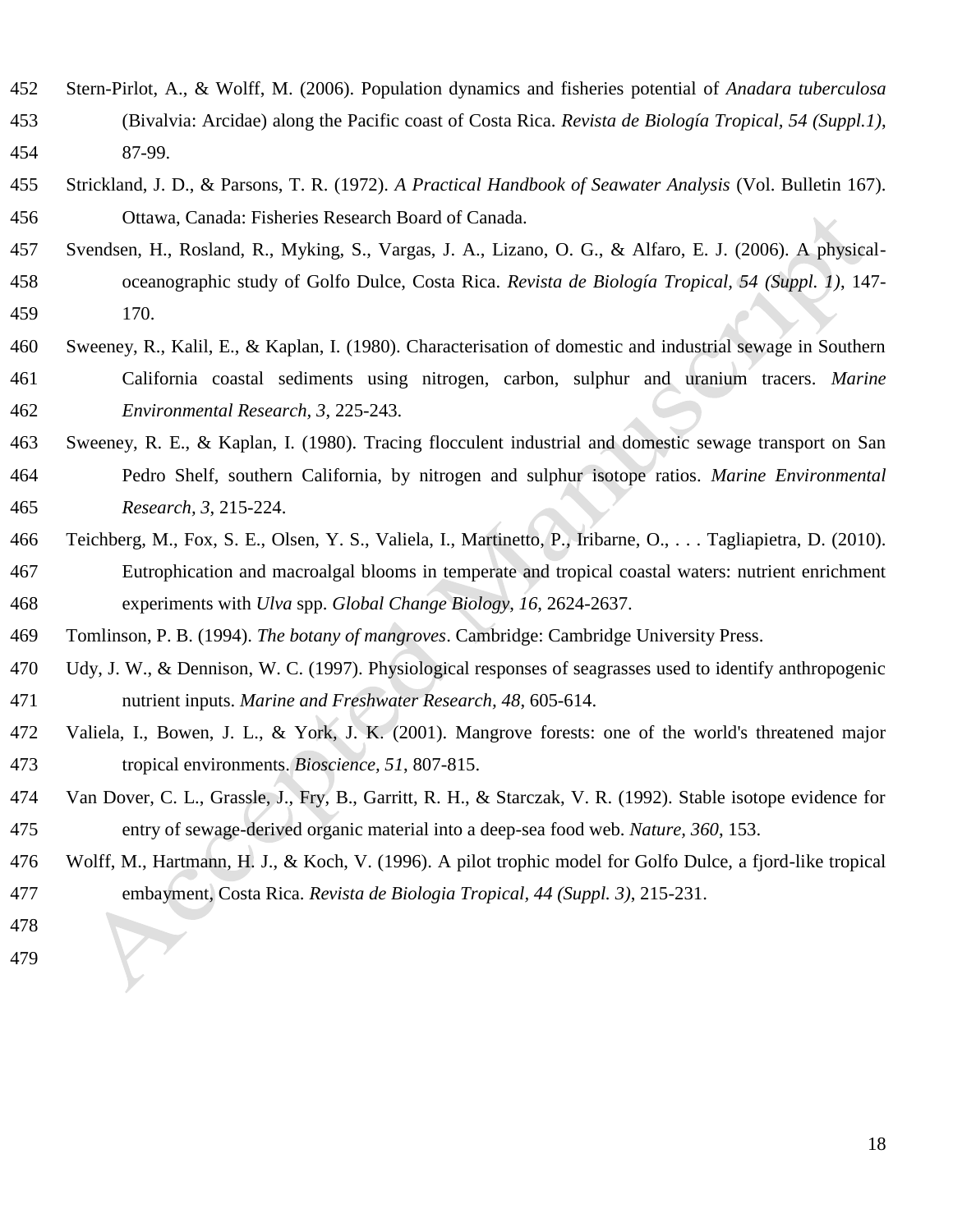Stern-Pirlot, A., & Wolff, M. (2006). Population dynamics and fisheries potential of *Anadara tuberculosa* (Bivalvia: Arcidae) along the Pacific coast of Costa Rica. *Revista de Biología Tropical, 54 (Suppl.1)*, 87-99.

Strickland, J. D., & Parsons, T. R. (1972). *A Practical Handbook of Seawater Analysis* (Vol. Bulletin 167). Ottawa, Canada: Fisheries Research Board of Canada.

Svendsen, H., Rosland, R., Myking, S., Vargas, J. A., Lizano, O. G., & Alfaro, E. J. (2006). A physical-oceanographic study of Golfo Dulce, Costa Rica. *Revista de Biología Tropical, 54 (Suppl. 1)*, 147-170.

Sweeney, R., Kalil, E., & Kaplan, I. (1980). Characterisation of domestic and industrial sewage in Southern California coastal sediments using nitrogen, carbon, sulphur and uranium tracers. *Marine Environmental Research, 3*, 225-243.

Sweeney, R. E., & Kaplan, I. (1980). Tracing flocculent industrial and domestic sewage transport on San Pedro Shelf, southern California, by nitrogen and sulphur isotope ratios. *Marine Environmental Research, 3*, 215-224.

Teichberg, M., Fox, S. E., Olsen, Y. S., Valiela, I., Martinetto, P., Iribarne, O., . . . Tagliapietra, D. (2010). Eutrophication and macroalgal blooms in temperate and tropical coastal waters: nutrient enrichment experiments with *Ulva* spp. *Global Change Biology, 16*, 2624-2637.

Tomlinson, P. B. (1994). *The botany of mangroves*. Cambridge: Cambridge University Press.

Udy, J. W., & Dennison, W. C. (1997). Physiological responses of seagrasses used to identify anthropogenic nutrient inputs. *Marine and Freshwater Research, 48*, 605-614.

Valiela, I., Bowen, J. L., & York, J. K. (2001). Mangrove forests: one of the world's threatened major tropical environments. *Bioscience, 51*, 807-815.

Van Dover, C. L., Grassle, J., Fry, B., Garritt, R. H., & Starczak, V. R. (1992). Stable isotope evidence for entry of sewage-derived organic material into a deep-sea food web. *Nature, 360*, 153.

Wolff, M., Hartmann, H. J., & Koch, V. (1996). A pilot trophic model for Golfo Dulce, a fjord-like tropical embayment, Costa Rica. *Revista de Biologia Tropical, 44 (Suppl. 3)*, 215-231.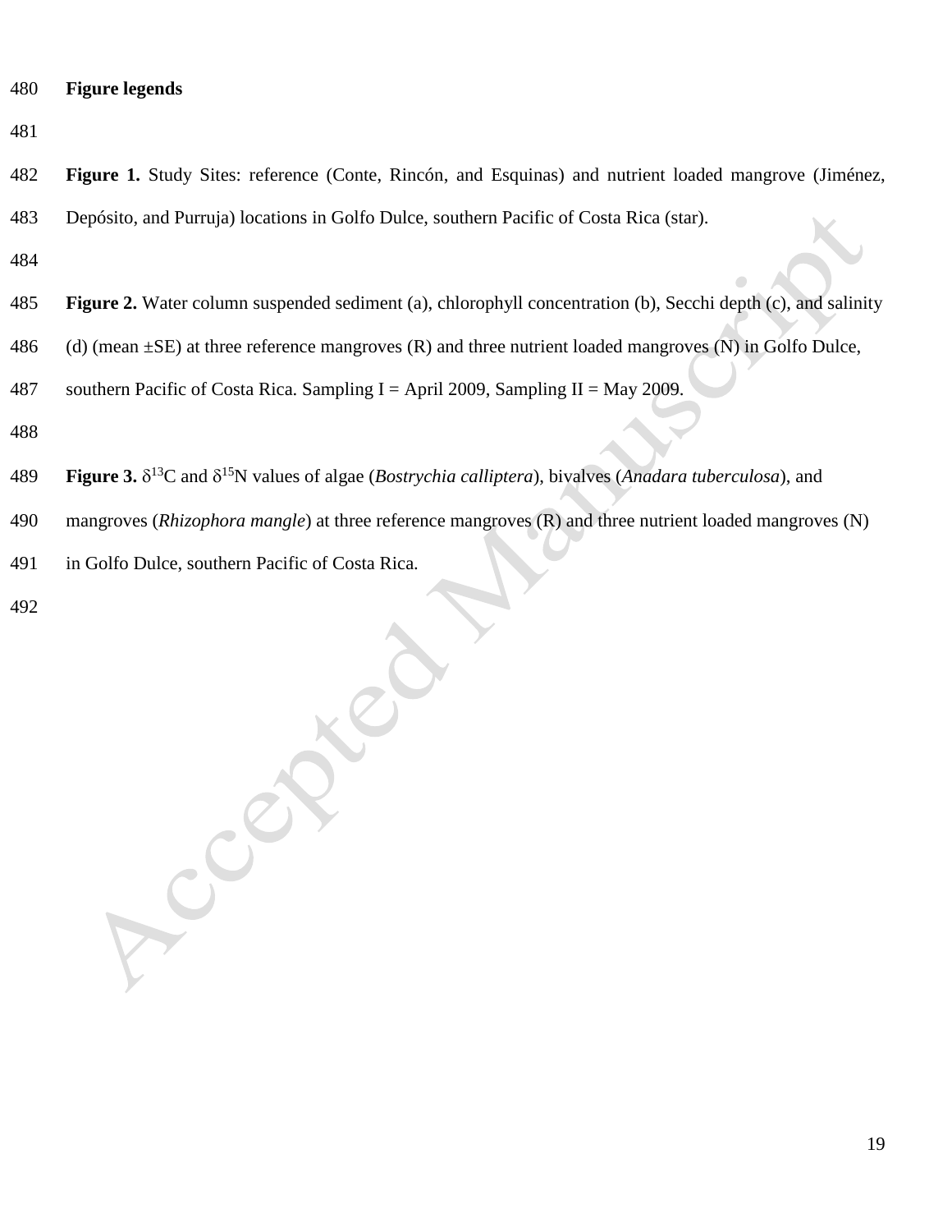## Figure legends

**Figure 1.** Study Sites: reference (Conte, Rincón, and Esquinas) and nutrient loaded mangrove (Jiménez, Depósito, and Purruja) locations in Golfo Dulce, southern Pacific of Costa Rica (star).

**Figure 2.** Water column suspended sediment (a), chlorophyll concentration (b), Secchi depth (c), and salinity (d) (mean ±SE) at three reference mangroves (R) and three nutrient loaded mangroves (N) in Golfo Dulce, southern Pacific of Costa Rica. Sampling I = April 2009, Sampling II = May 2009.

**Figure 3.** $\delta^{13}$C and $\delta^{15}$N values of algae (*Bostrychia calliptera*), bivalves (*Anadara tuberculosa*), and mangroves (*Rhizophora mangle*) at three reference mangroves (R) and three nutrient loaded mangroves (N) in Golfo Dulce, southern Pacific of Costa Rica.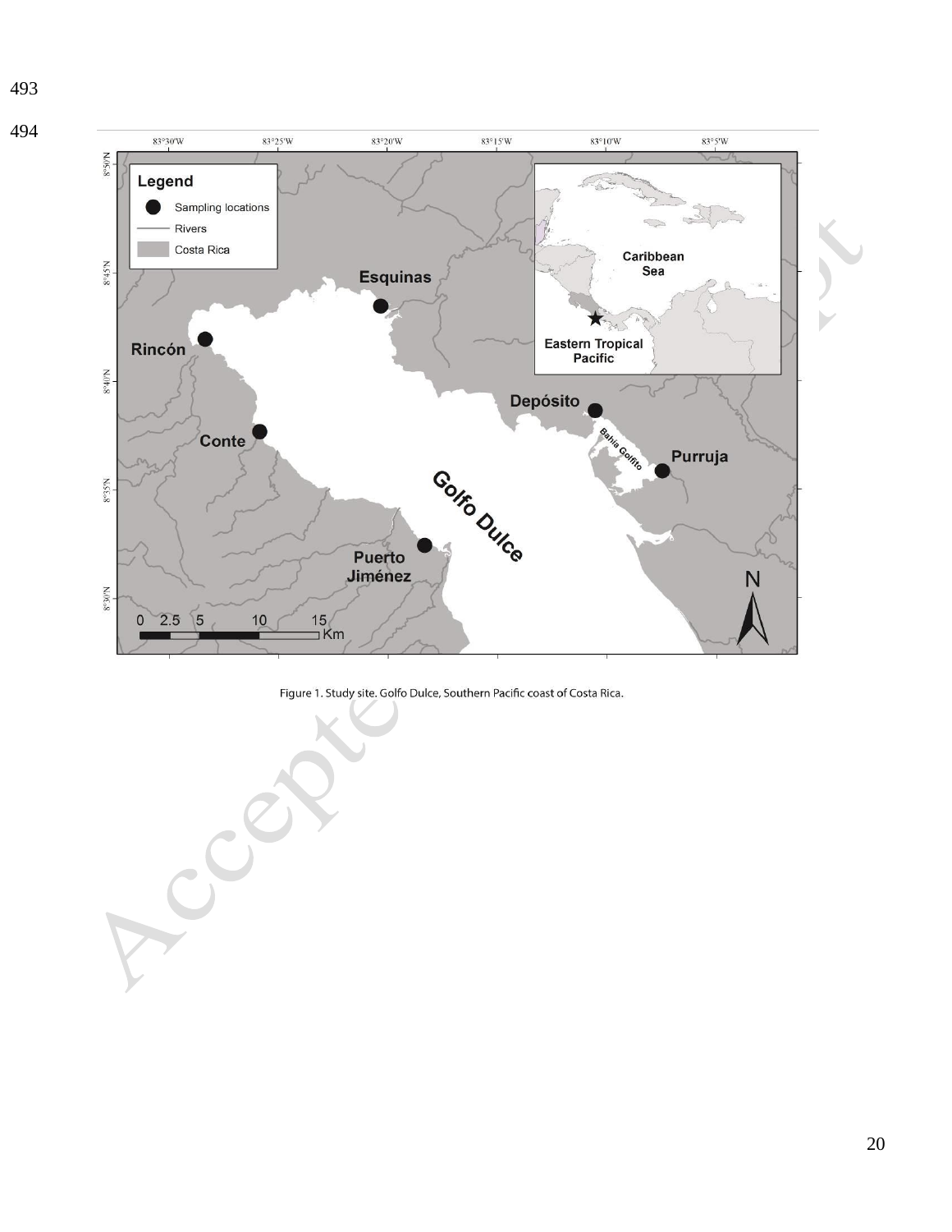Figure 1. Study site. Golfo Dulce, Southern Pacific coast of Costa Rica.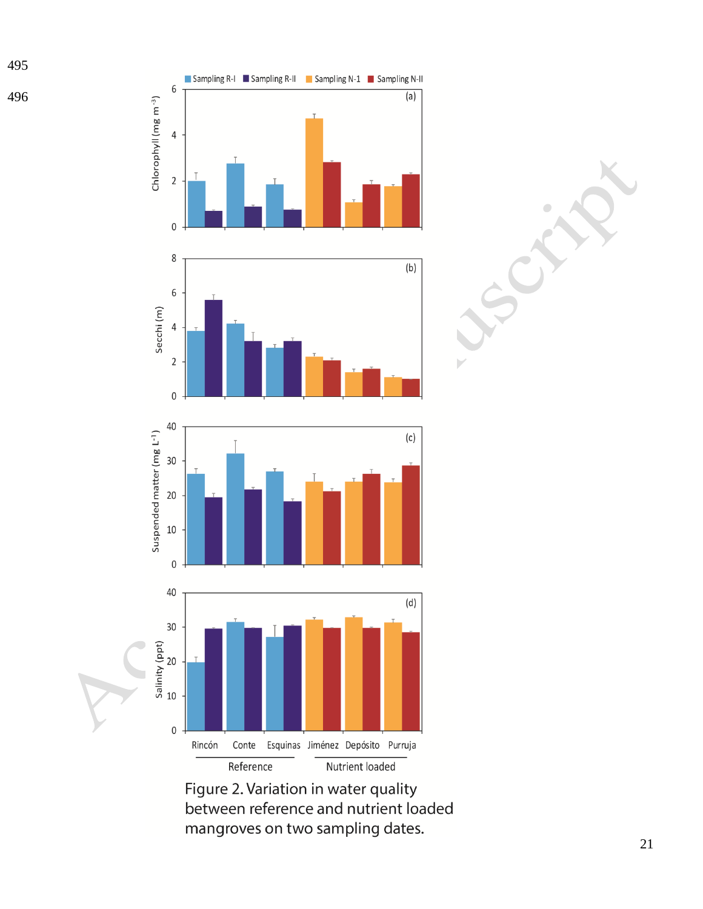Figure 2. Variation in water quality between reference and nutrient loaded mangroves on two sampling dates.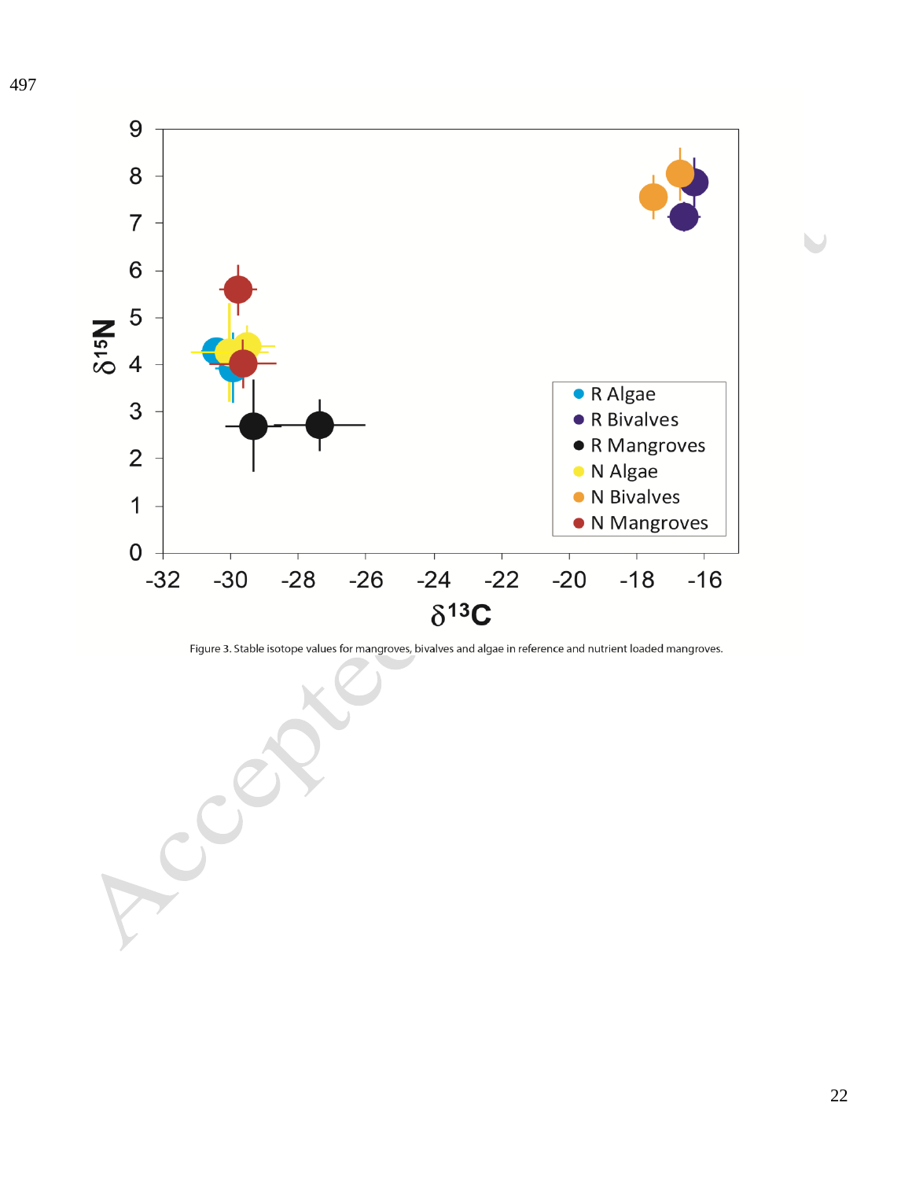Figure 3. Stable isotope values for mangroves, bivalves and algae in reference and nutrient loaded mangroves.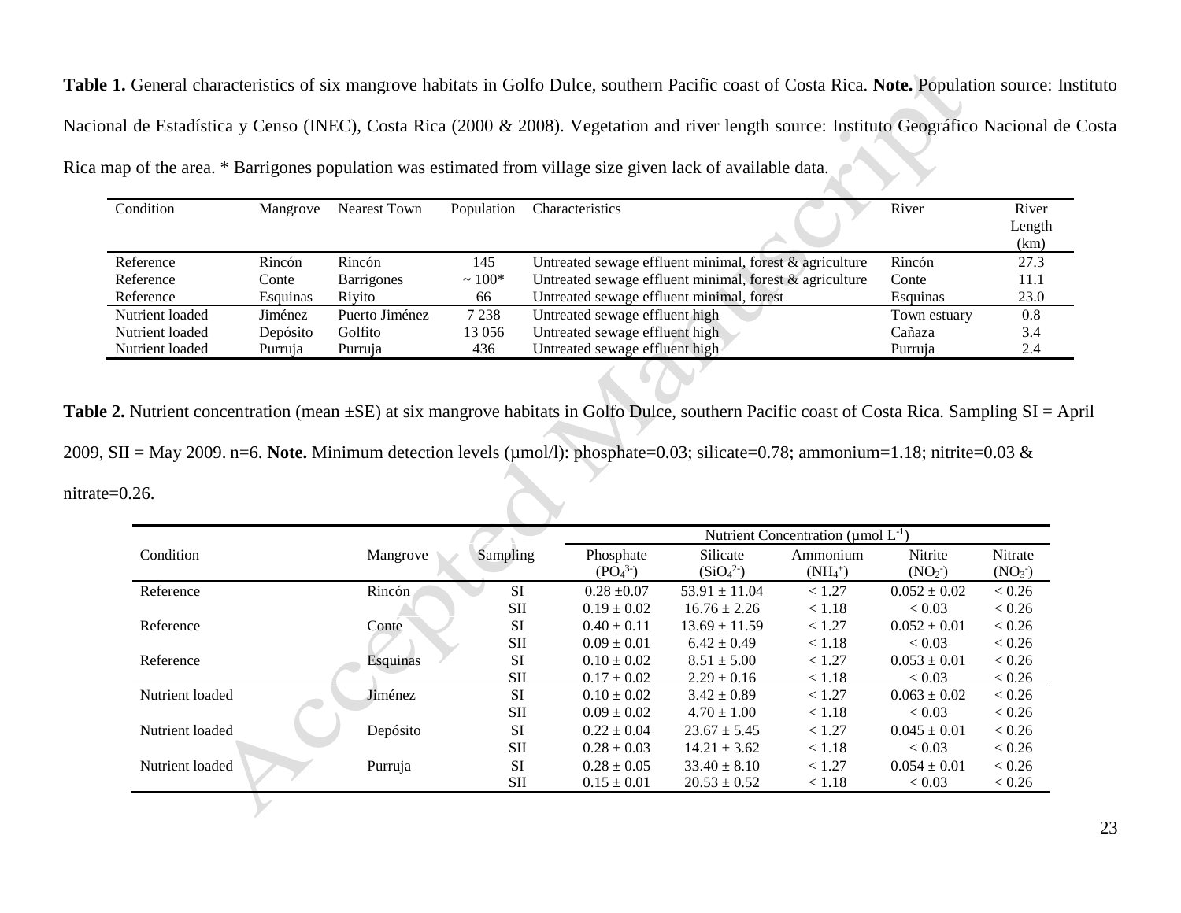**Table 1.** General characteristics of six mangrove habitats in Golfo Dulce, southern Pacific coast of Costa Rica. **Note.** Population source: Instituto Nacional de Estadística y Censo (INEC), Costa Rica (2000 & 2008). Vegetation and river length source: Instituto Geográfico Nacional de Costa Rica map of the area. * Barrigones population was estimated from village size given lack of available data.

| Condition | Mangrove | Nearest Town | Population | Characteristics | River | River Length (km) |
|---|---|---|---|---|---|---|
| Reference | Rincón | Rincón | 145 | Untreated sewage effluent minimal, forest & agriculture | Rincón | 27.3 |
| Reference | Conte | Barrigones | ~ 100* | Untreated sewage effluent minimal, forest & agriculture | Conte | 11.1 |
| Reference | Esquinas | Riyito | 66 | Untreated sewage effluent minimal, forest | Esquinas | 23.0 |
| Nutrient loaded | Jiménez | Puerto Jiménez | 7 238 | Untreated sewage effluent high | Town estuary | 0.8 |
| Nutrient loaded | Depósito | Golfito | 13 056 | Untreated sewage effluent high | Cañaza | 3.4 |
| Nutrient loaded | Purruja | Purruja | 436 | Untreated sewage effluent high | Purruja | 2.4 |

**Table 2.** Nutrient concentration (mean ±SE) at six mangrove habitats in Golfo Dulce, southern Pacific coast of Costa Rica. Sampling SI = April 2009, SII = May 2009. n=6. **Note.** Minimum detection levels (μmol/l): phosphate=0.03; silicate=0.78; ammonium=1.18; nitrite=0.03 & nitrate=0.26.

| | | | Nutrient Concentration (μmol $L^{-1}$) | | | | |
|---|---|---|---|---|---|---|---|
| Condition | Mangrove | Sampling | Phosphate ($PO_4^{3-}$) | Silicate ($SiO_4^{2-}$) | Ammonium ($NH_4^+$) | Nitrite ($NO_2^-$) | Nitrate ($NO_3^-$) |
| Reference | Rincón | SI | 0.28 ±0.07 | 53.91 ± 11.04 | < 1.27 | 0.052 ± 0.02 | < 0.26 |
| | | SII | 0.19 ± 0.02 | 16.76 ± 2.26 | < 1.18 | < 0.03 | < 0.26 |
| Reference | Conte | SI | 0.40 ± 0.11 | 13.69 ± 11.59 | < 1.27 | 0.052 ± 0.01 | < 0.26 |
| | | SII | 0.09 ± 0.01 | 6.42 ± 0.49 | < 1.18 | < 0.03 | < 0.26 |
| Reference | Esquinas | SI | 0.10 ± 0.02 | 8.51 ± 5.00 | < 1.27 | 0.053 ± 0.01 | < 0.26 |
| | | SII | 0.17 ± 0.02 | 2.29 ± 0.16 | < 1.18 | < 0.03 | < 0.26 |
| Nutrient loaded | Jiménez | SI | 0.10 ± 0.02 | 3.42 ± 0.89 | < 1.27 | 0.063 ± 0.02 | < 0.26 |
| | | SII | 0.09 ± 0.02 | 4.70 ± 1.00 | < 1.18 | < 0.03 | < 0.26 |
| Nutrient loaded | Depósito | SI | 0.22 ± 0.04 | 23.67 ± 5.45 | < 1.27 | 0.045 ± 0.01 | < 0.26 |
| | | SII | 0.28 ± 0.03 | 14.21 ± 3.62 | < 1.18 | < 0.03 | < 0.26 |
| Nutrient loaded | Purruja | SI | 0.28 ± 0.05 | 33.40 ± 8.10 | < 1.27 | 0.054 ± 0.01 | < 0.26 |
| | | SII | 0.15 ± 0.01 | 20.53 ± 0.52 | < 1.18 | < 0.03 | < 0.26 |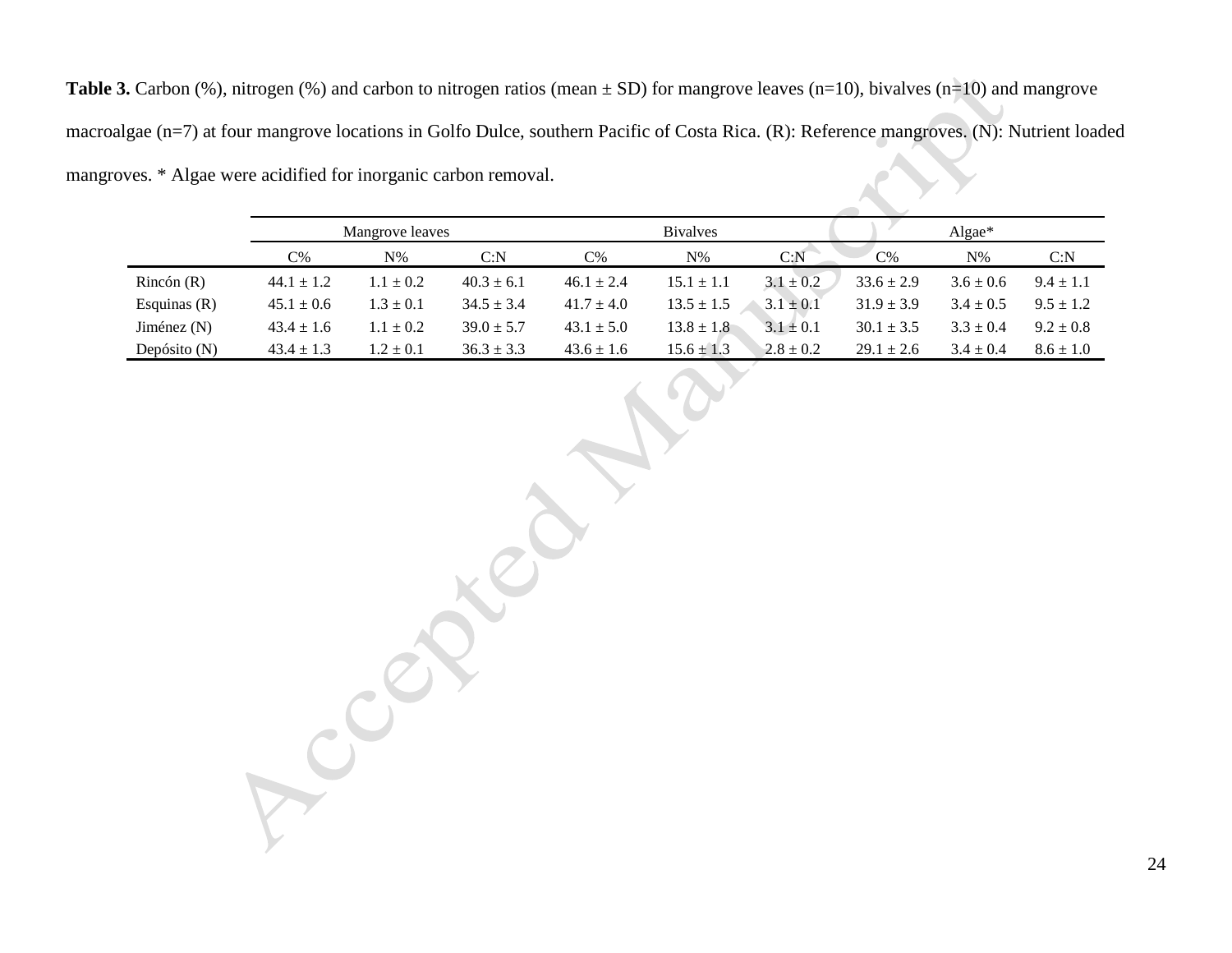**Table 3.** Carbon (%), nitrogen (%) and carbon to nitrogen ratios (mean ± SD) for mangrove leaves (n=10), bivalves (n=10) and mangrove macroalgae (n=7) at four mangrove locations in Golfo Dulce, southern Pacific of Costa Rica. (R): Reference mangroves. (N): Nutrient loaded mangroves. * Algae were acidified for inorganic carbon removal.

| | Mangrove leaves | | | Bivalves | | | Algae* | | |
|---|---|---|---|---|---|---|---|---|---|
| | C% | N% | C:N | C% | N% | C:N | C% | N% | C:N |
| Rincón (R) | 44.1 ± 1.2 | 1.1 ± 0.2 | 40.3 ± 6.1 | 46.1 ± 2.4 | 15.1 ± 1.1 | 3.1 ± 0.2 | 33.6 ± 2.9 | 3.6 ± 0.6 | 9.4 ± 1.1 |
| Esquinas (R) | 45.1 ± 0.6 | 1.3 ± 0.1 | 34.5 ± 3.4 | 41.7 ± 4.0 | 13.5 ± 1.5 | 3.1 ± 0.1 | 31.9 ± 3.9 | 3.4 ± 0.5 | 9.5 ± 1.2 |
| Jiménez (N) | 43.4 ± 1.6 | 1.1 ± 0.2 | 39.0 ± 5.7 | 43.1 ± 5.0 | 13.8 ± 1.8 | 3.1 ± 0.1 | 30.1 ± 3.5 | 3.3 ± 0.4 | 9.2 ± 0.8 |
| Depósito (N) | 43.4 ± 1.3 | 1.2 ± 0.1 | 36.3 ± 3.3 | 43.6 ± 1.6 | 15.6 ± 1.3 | 2.8 ± 0.2 | 29.1 ± 2.6 | 3.4 ± 0.4 | 8.6 ± 1.0 |